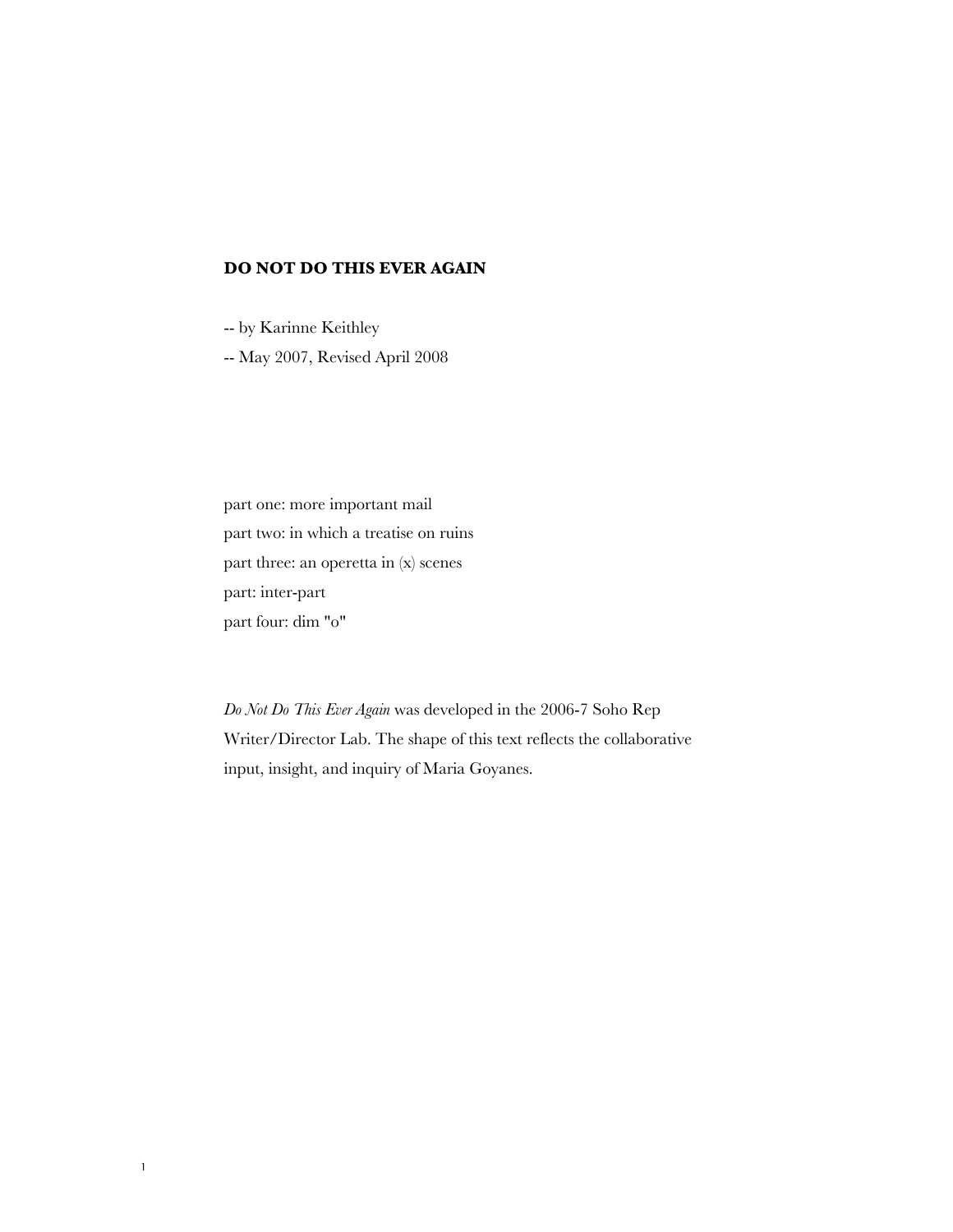**DO NOT DO THIS EVER AGAIN**

-- by Karinne Keithley

-- May 2007, Revised April 2008

part one: more important mail
part two: in which a treatise on ruins
part three: an operetta in (x) scenes
part: inter-part
part four: dim "o"

*Do Not Do This Ever Again* was developed in the 2006-7 Soho Rep Writer/Director Lab. The shape of this text reflects the collaborative input, insight, and inquiry of Maria Goyanes.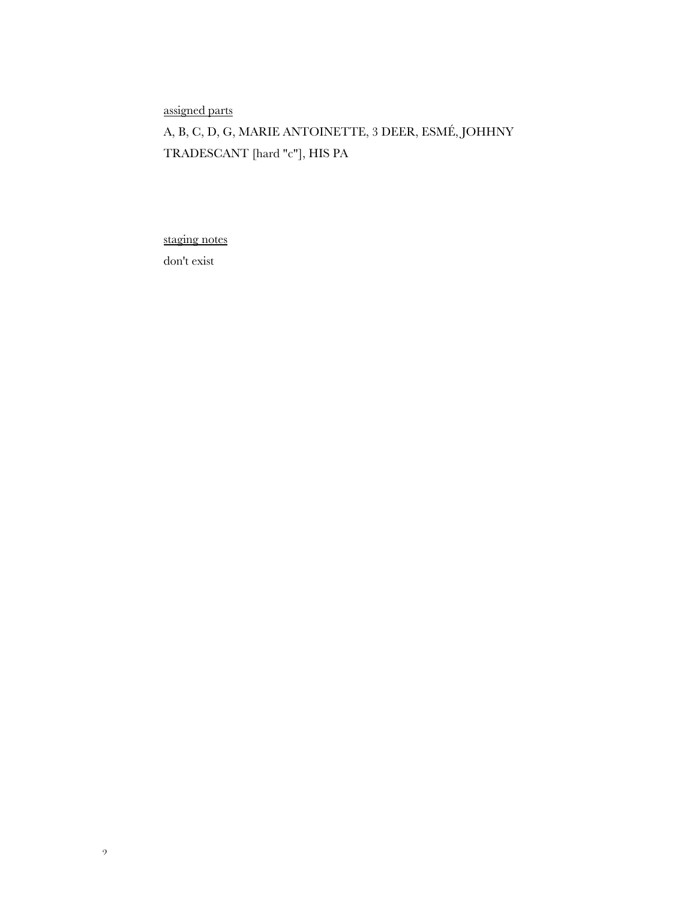<u>assigned parts</u>

A, B, C, D, G, MARIE ANTOINETTE, 3 DEER, ESMÉ, JOHHNY TRADESCANT [hard "c"], HIS PA

<u>staging notes</u>

don't exist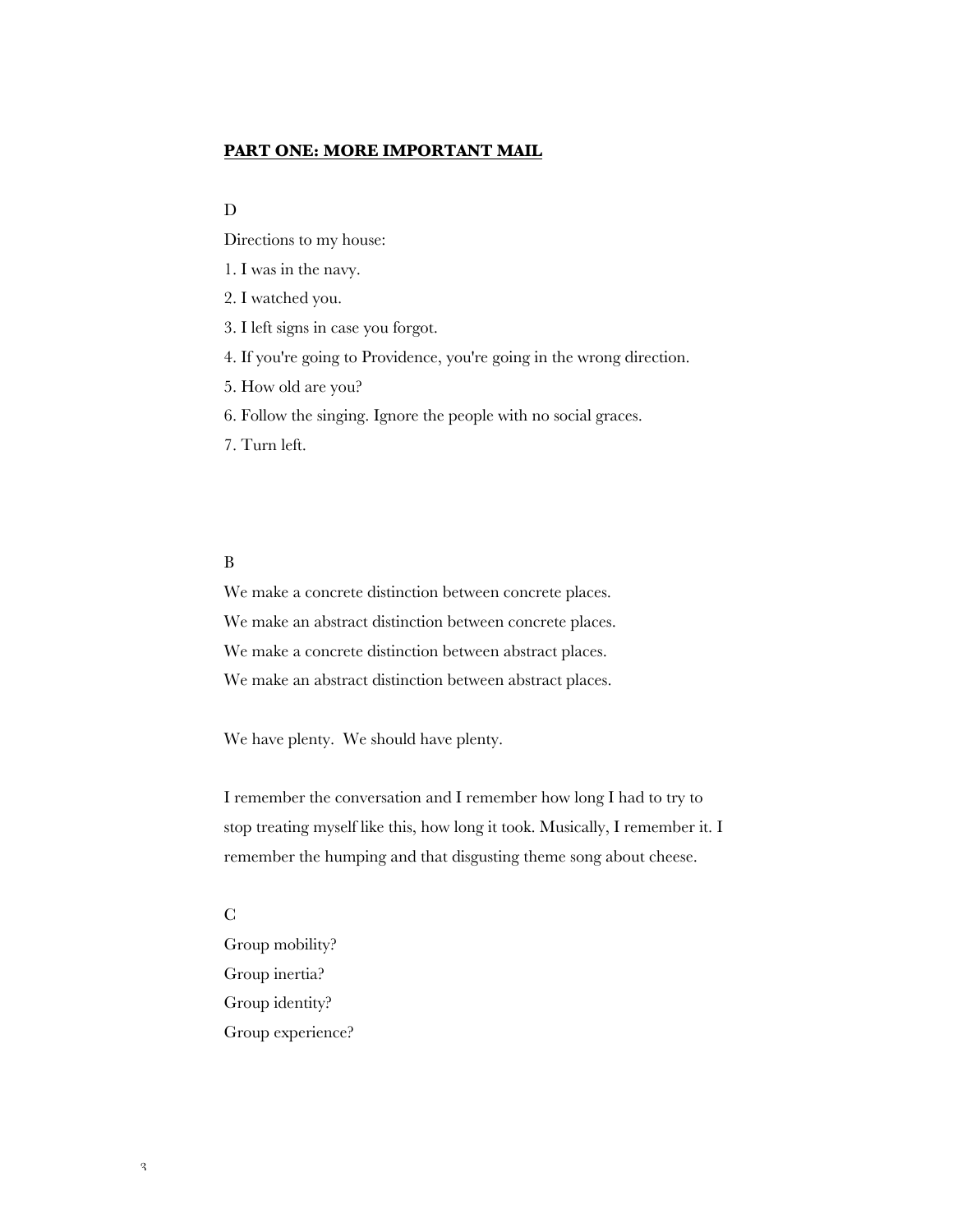## **PART ONE: MORE IMPORTANT MAIL**

D

Directions to my house:

1. I was in the navy.
2. I watched you.
3. I left signs in case you forgot.
4. If you're going to Providence, you're going in the wrong direction.
5. How old are you?
6. Follow the singing. Ignore the people with no social graces.
7. Turn left.

B

We make a concrete distinction between concrete places.
We make an abstract distinction between concrete places.
We make a concrete distinction between abstract places.
We make an abstract distinction between abstract places.

We have plenty. We should have plenty.

I remember the conversation and I remember how long I had to try to stop treating myself like this, how long it took. Musically, I remember it. I remember the humping and that disgusting theme song about cheese.

C

Group mobility?
Group inertia?
Group identity?
Group experience?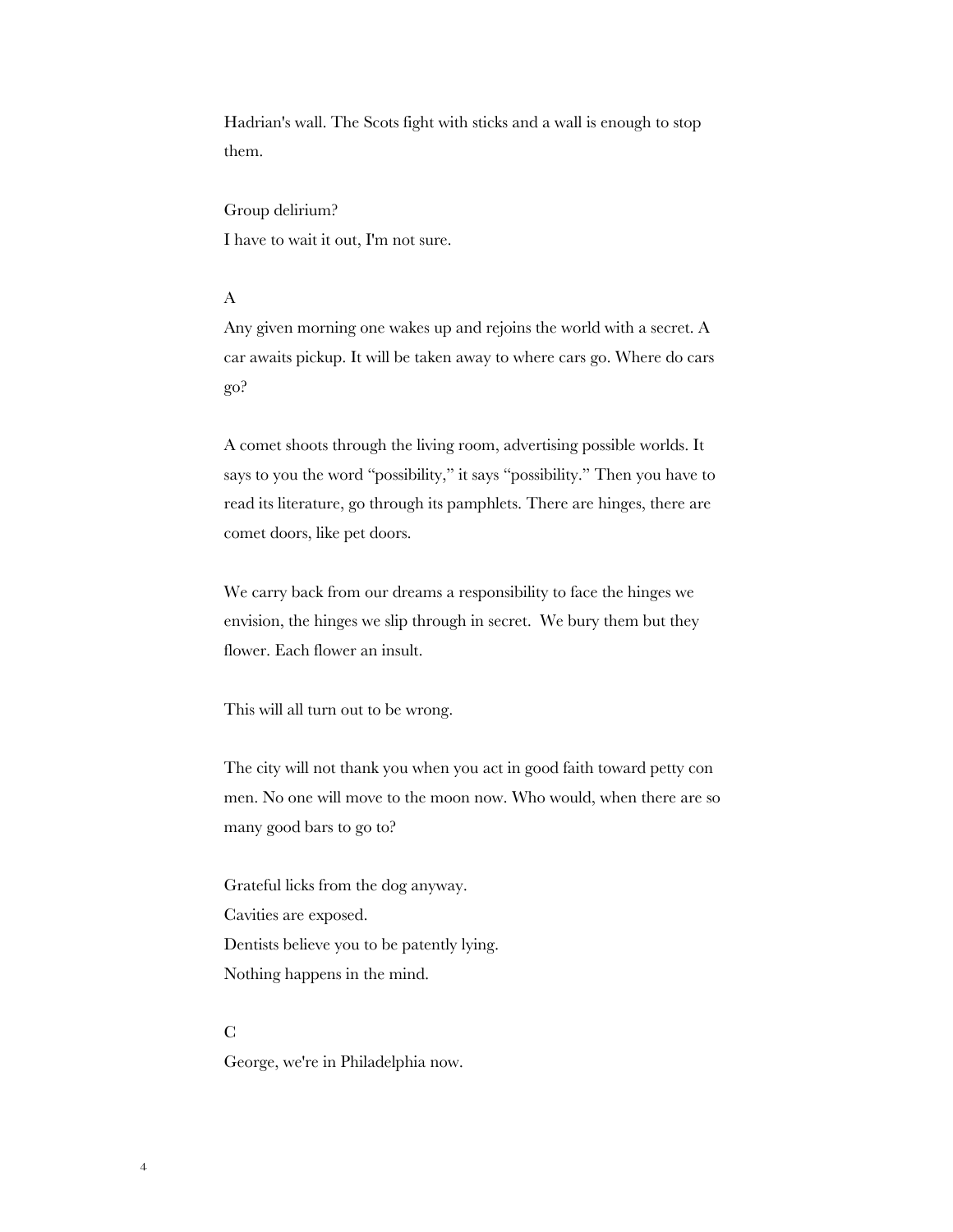Hadrian's wall. The Scots fight with sticks and a wall is enough to stop them.

Group delirium?
I have to wait it out, I'm not sure.

A
Any given morning one wakes up and rejoins the world with a secret. A car awaits pickup. It will be taken away to where cars go. Where do cars go?

A comet shoots through the living room, advertising possible worlds. It says to you the word "possibility," it says "possibility." Then you have to read its literature, go through its pamphlets. There are hinges, there are comet doors, like pet doors.

We carry back from our dreams a responsibility to face the hinges we envision, the hinges we slip through in secret. We bury them but they flower. Each flower an insult.

This will all turn out to be wrong.

The city will not thank you when you act in good faith toward petty con men. No one will move to the moon now. Who would, when there are so many good bars to go to?

Grateful licks from the dog anyway.
Cavities are exposed.
Dentists believe you to be patently lying.
Nothing happens in the mind.

C
George, we're in Philadelphia now.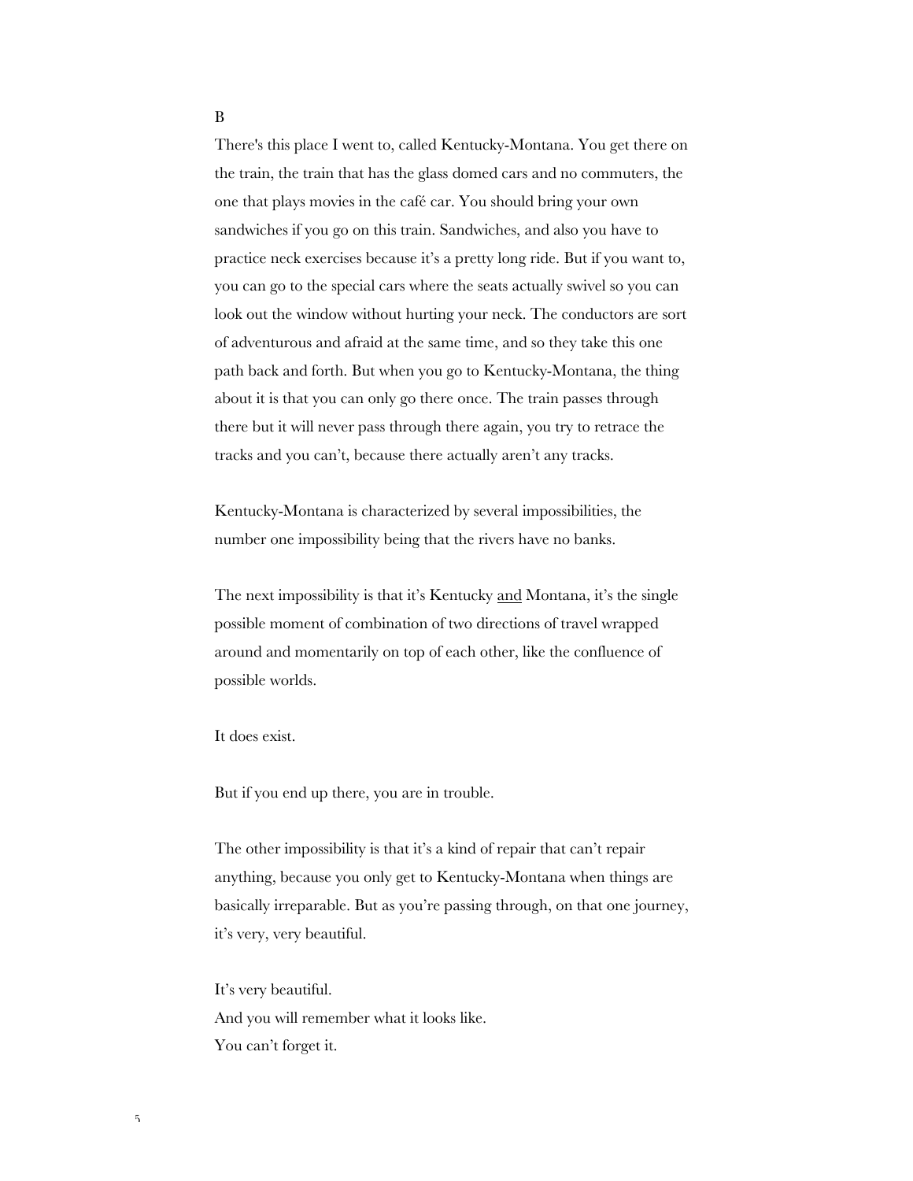B

There's this place I went to, called Kentucky-Montana. You get there on the train, the train that has the glass domed cars and no commuters, the one that plays movies in the café car. You should bring your own sandwiches if you go on this train. Sandwiches, and also you have to practice neck exercises because it's a pretty long ride. But if you want to, you can go to the special cars where the seats actually swivel so you can look out the window without hurting your neck. The conductors are sort of adventurous and afraid at the same time, and so they take this one path back and forth. But when you go to Kentucky-Montana, the thing about it is that you can only go there once. The train passes through there but it will never pass through there again, you try to retrace the tracks and you can't, because there actually aren't any tracks.

Kentucky-Montana is characterized by several impossibilities, the number one impossibility being that the rivers have no banks.

The next impossibility is that it's Kentucky <u>and</u> Montana, it's the single possible moment of combination of two directions of travel wrapped around and momentarily on top of each other, like the confluence of possible worlds.

It does exist.

But if you end up there, you are in trouble.

The other impossibility is that it's a kind of repair that can't repair anything, because you only get to Kentucky-Montana when things are basically irreparable. But as you're passing through, on that one journey, it's very, very beautiful.

It's very beautiful.
And you will remember what it looks like.
You can't forget it.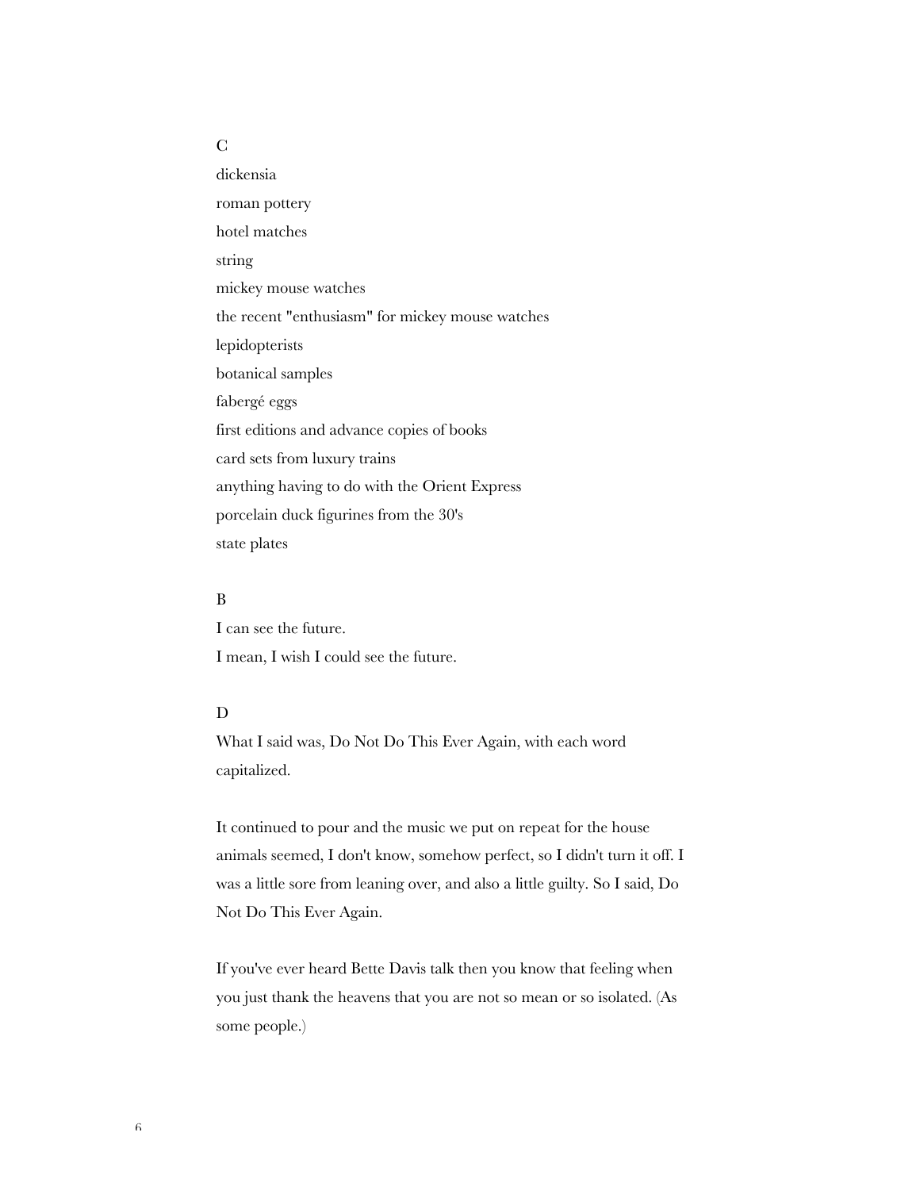C

dickensia

roman pottery

hotel matches

string

mickey mouse watches

the recent "enthusiasm" for mickey mouse watches

lepidopterists

botanical samples

fabergé eggs

first editions and advance copies of books

card sets from luxury trains

anything having to do with the Orient Express

porcelain duck figurines from the 30's

state plates

B

I can see the future.

I mean, I wish I could see the future.

D

What I said was, Do Not Do This Ever Again, with each word capitalized.

It continued to pour and the music we put on repeat for the house animals seemed, I don't know, somehow perfect, so I didn't turn it off. I was a little sore from leaning over, and also a little guilty. So I said, Do Not Do This Ever Again.

If you've ever heard Bette Davis talk then you know that feeling when you just thank the heavens that you are not so mean or so isolated. (As some people.)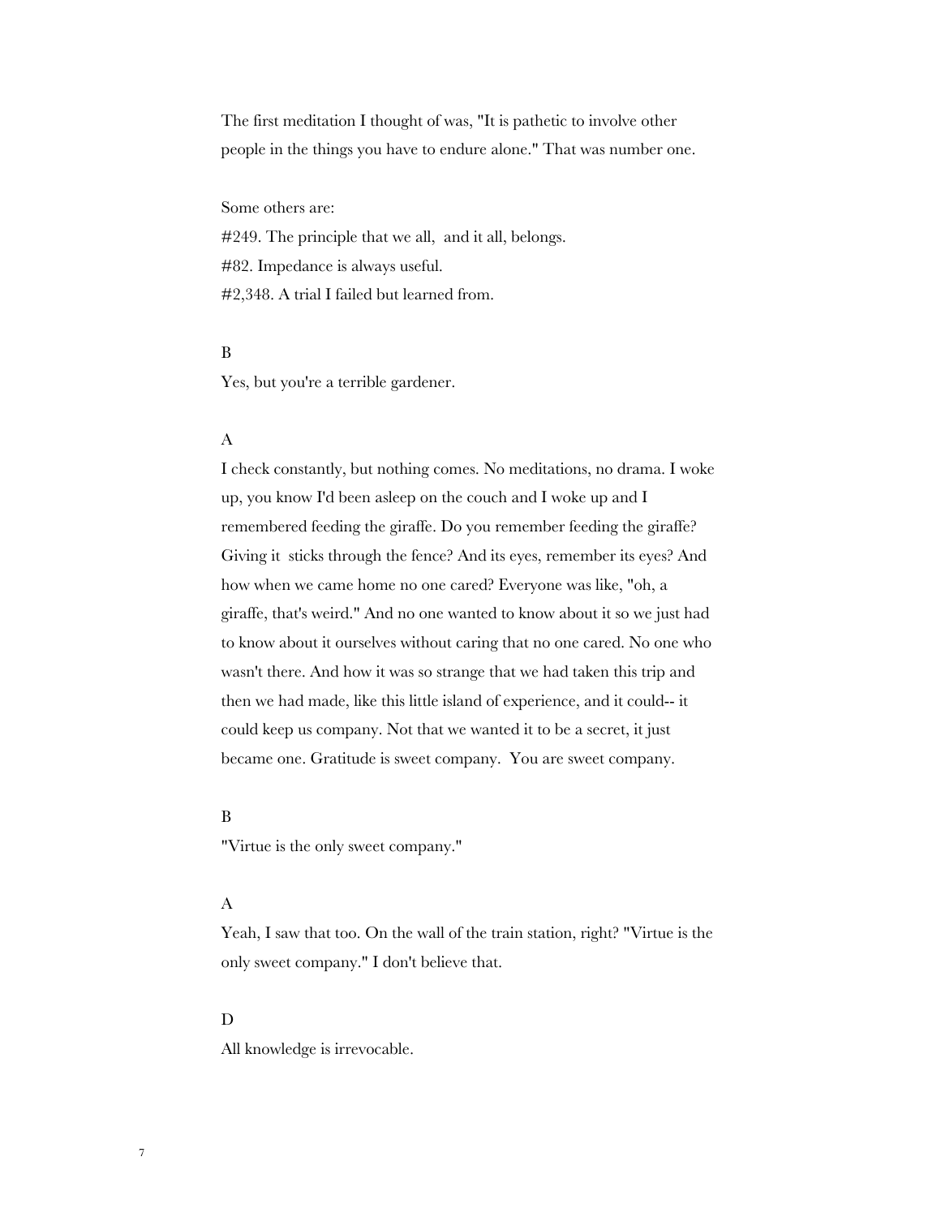The first meditation I thought of was, "It is pathetic to involve other people in the things you have to endure alone." That was number one.

Some others are:
#249. The principle that we all,  and it all, belongs.
#82. Impedance is always useful.
#2,348. A trial I failed but learned from.

B

Yes, but you're a terrible gardener.

A

I check constantly, but nothing comes. No meditations, no drama. I woke up, you know I'd been asleep on the couch and I woke up and I remembered feeding the giraffe. Do you remember feeding the giraffe? Giving it  sticks through the fence? And its eyes, remember its eyes? And how when we came home no one cared? Everyone was like, "oh, a giraffe, that's weird." And no one wanted to know about it so we just had to know about it ourselves without caring that no one cared. No one who wasn't there. And how it was so strange that we had taken this trip and then we had made, like this little island of experience, and it could-- it could keep us company. Not that we wanted it to be a secret, it just became one. Gratitude is sweet company.  You are sweet company.

B

"Virtue is the only sweet company."

A

Yeah, I saw that too. On the wall of the train station, right? "Virtue is the only sweet company." I don't believe that.

D

All knowledge is irrevocable.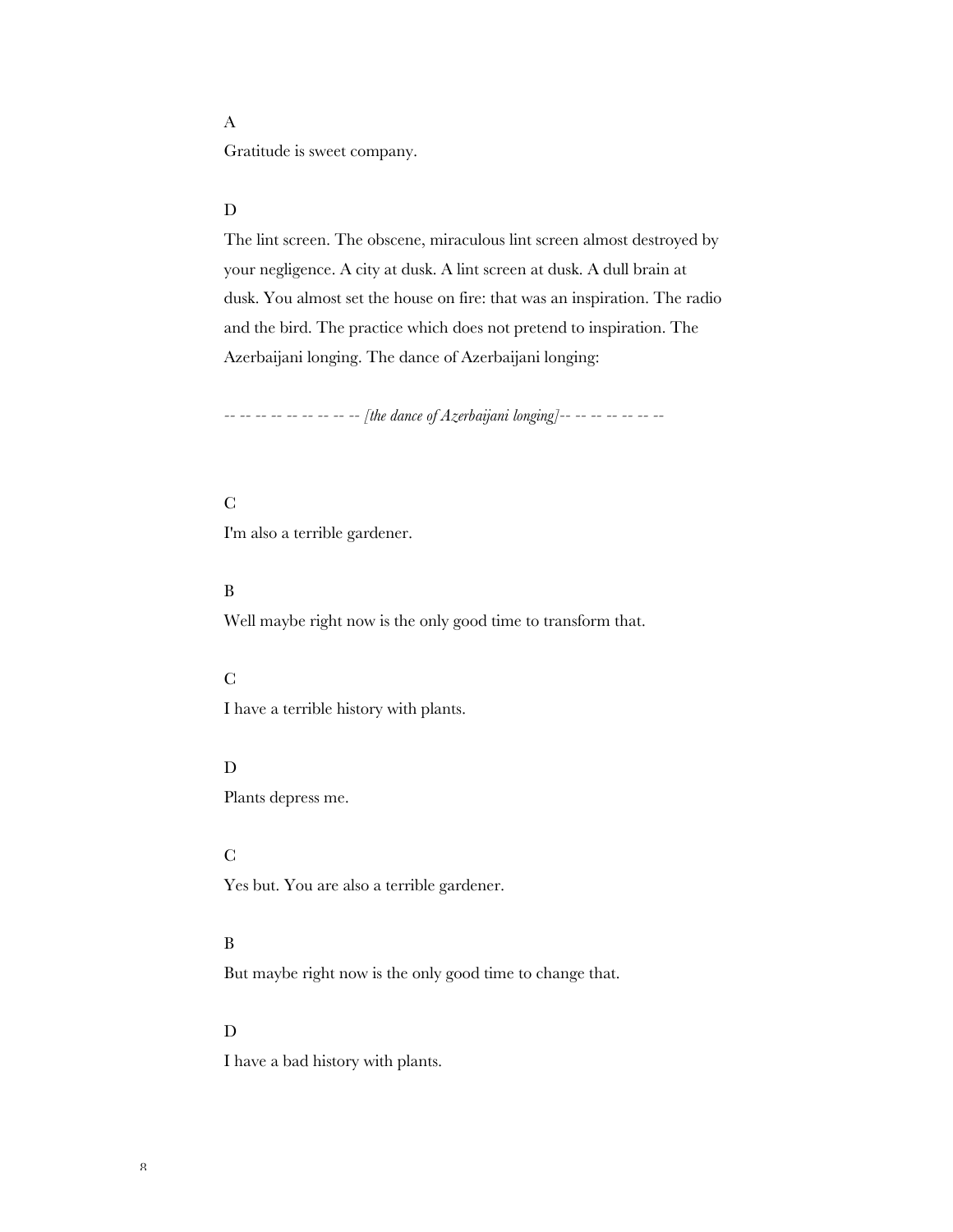A

Gratitude is sweet company.

D

The lint screen. The obscene, miraculous lint screen almost destroyed by your negligence. A city at dusk. A lint screen at dusk. A dull brain at dusk. You almost set the house on fire: that was an inspiration. The radio and the bird. The practice which does not pretend to inspiration. The Azerbaijani longing. The dance of Azerbaijani longing:

-- -- -- -- -- -- -- -- -- *[the dance of Azerbaijani longing]*-- -- -- -- -- -- --

C

I'm also a terrible gardener.

B

Well maybe right now is the only good time to transform that.

C

I have a terrible history with plants.

D

Plants depress me.

C

Yes but. You are also a terrible gardener.

B

But maybe right now is the only good time to change that.

D

I have a bad history with plants.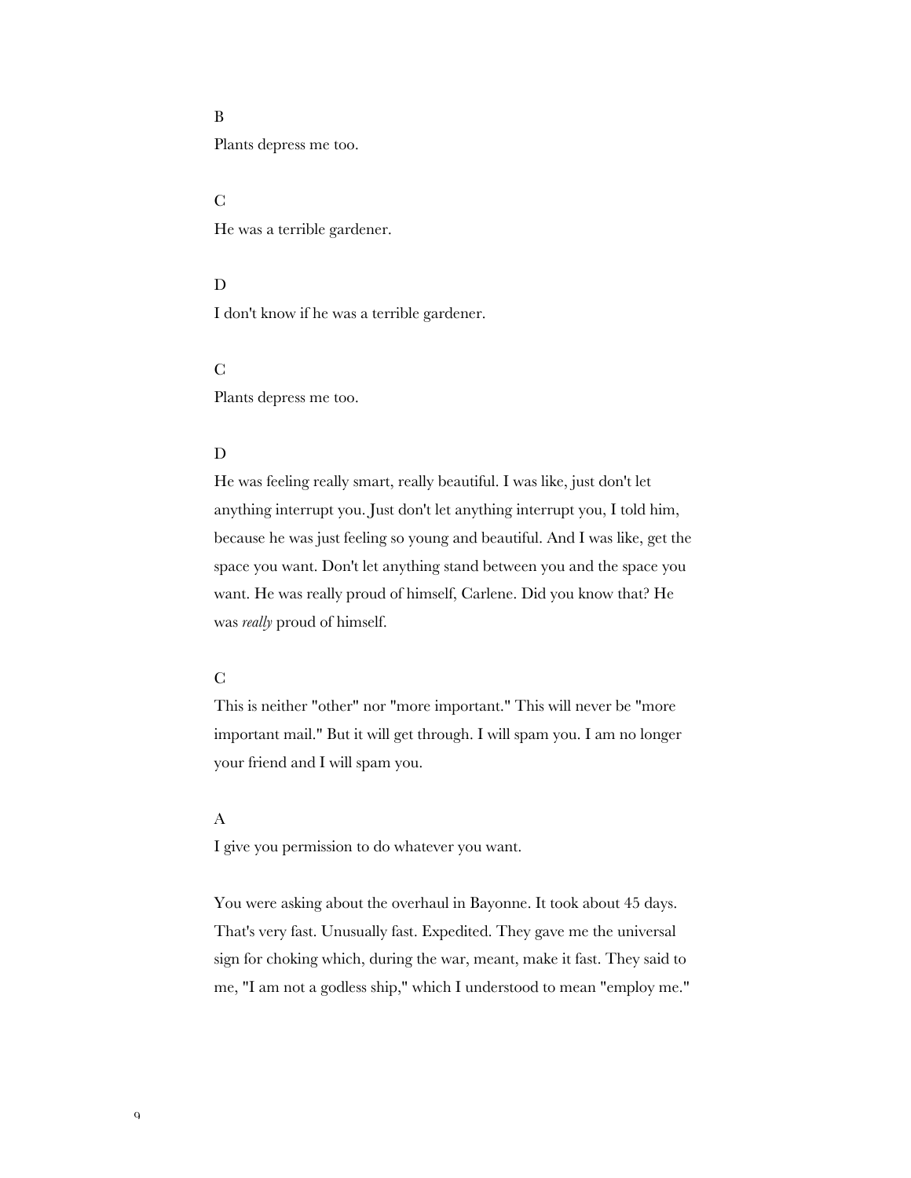B

Plants depress me too.

C

He was a terrible gardener.

D

I don't know if he was a terrible gardener.

C

Plants depress me too.

D

He was feeling really smart, really beautiful. I was like, just don't let anything interrupt you. Just don't let anything interrupt you, I told him, because he was just feeling so young and beautiful. And I was like, get the space you want. Don't let anything stand between you and the space you want. He was really proud of himself, Carlene. Did you know that? He was *really* proud of himself.

C

This is neither "other" nor "more important." This will never be "more important mail." But it will get through. I will spam you. I am no longer your friend and I will spam you.

A

I give you permission to do whatever you want.

You were asking about the overhaul in Bayonne. It took about 45 days. That's very fast. Unusually fast. Expedited. They gave me the universal sign for choking which, during the war, meant, make it fast. They said to me, "I am not a godless ship," which I understood to mean "employ me."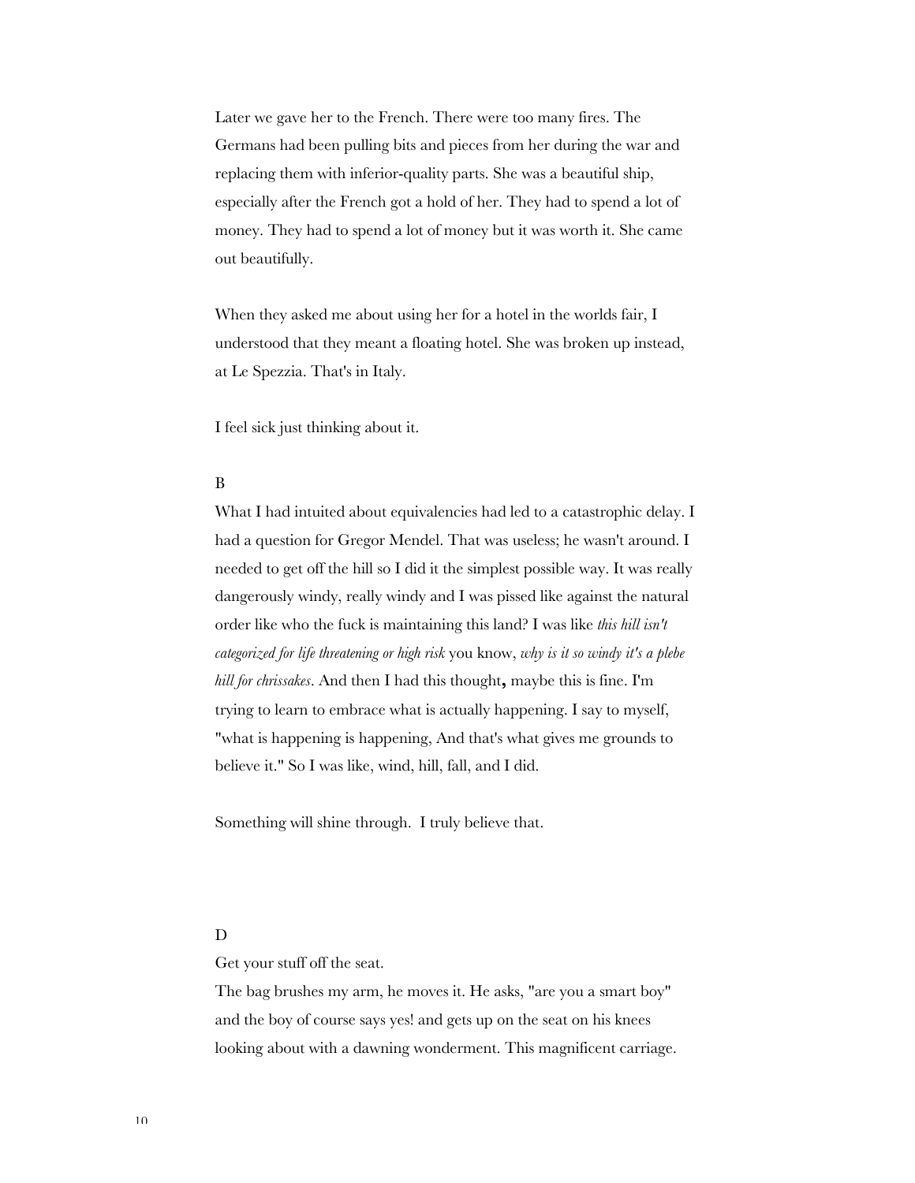Later we gave her to the French. There were too many fires. The Germans had been pulling bits and pieces from her during the war and replacing them with inferior-quality parts. She was a beautiful ship, especially after the French got a hold of her. They had to spend a lot of money. They had to spend a lot of money but it was worth it. She came out beautifully.

When they asked me about using her for a hotel in the worlds fair, I understood that they meant a floating hotel. She was broken up instead, at Le Spezzia. That's in Italy.

I feel sick just thinking about it.

B

What I had intuited about equivalencies had led to a catastrophic delay. I had a question for Gregor Mendel. That was useless; he wasn't around. I needed to get off the hill so I did it the simplest possible way. It was really dangerously windy, really windy and I was pissed like against the natural order like who the fuck is maintaining this land? I was like *this hill isn't categorized for life threatening or high risk* you know, *why is it so windy it's a plebe hill for chrissakes*. And then I had this thought**,** maybe this is fine. I'm trying to learn to embrace what is actually happening. I say to myself, "what is happening is happening, And that's what gives me grounds to believe it." So I was like, wind, hill, fall, and I did.

Something will shine through. I truly believe that.

D

Get your stuff off the seat.
The bag brushes my arm, he moves it. He asks, "are you a smart boy" and the boy of course says yes! and gets up on the seat on his knees looking about with a dawning wonderment. This magnificent carriage.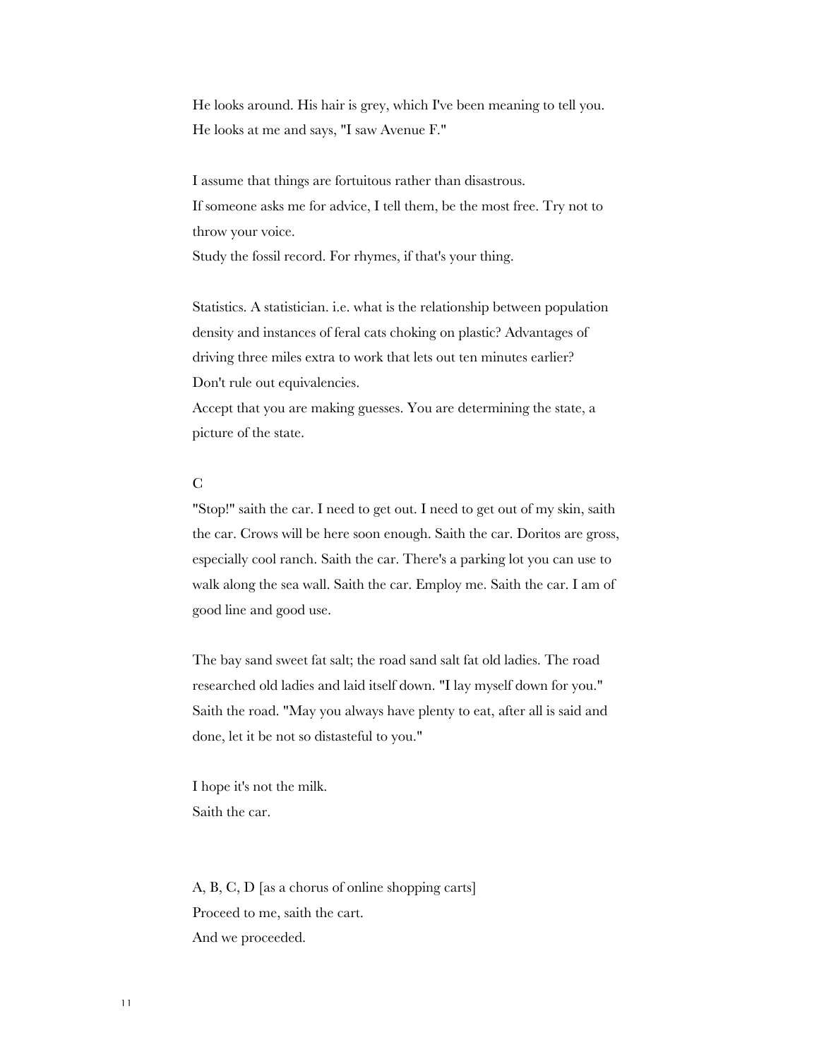He looks around. His hair is grey, which I've been meaning to tell you.
He looks at me and says, "I saw Avenue F."

I assume that things are fortuitous rather than disastrous.
If someone asks me for advice, I tell them, be the most free. Try not to throw your voice.
Study the fossil record. For rhymes, if that's your thing.

Statistics. A statistician. i.e. what is the relationship between population density and instances of feral cats choking on plastic? Advantages of driving three miles extra to work that lets out ten minutes earlier?
Don't rule out equivalencies.
Accept that you are making guesses. You are determining the state, a picture of the state.

C
"Stop!" saith the car. I need to get out. I need to get out of my skin, saith the car. Crows will be here soon enough. Saith the car. Doritos are gross, especially cool ranch. Saith the car. There's a parking lot you can use to walk along the sea wall. Saith the car. Employ me. Saith the car. I am of good line and good use.

The bay sand sweet fat salt; the road sand salt fat old ladies. The road researched old ladies and laid itself down. "I lay myself down for you." Saith the road. "May you always have plenty to eat, after all is said and done, let it be not so distasteful to you."

I hope it's not the milk.
Saith the car.

A, B, C, D [as a chorus of online shopping carts]
Proceed to me, saith the cart.
And we proceeded.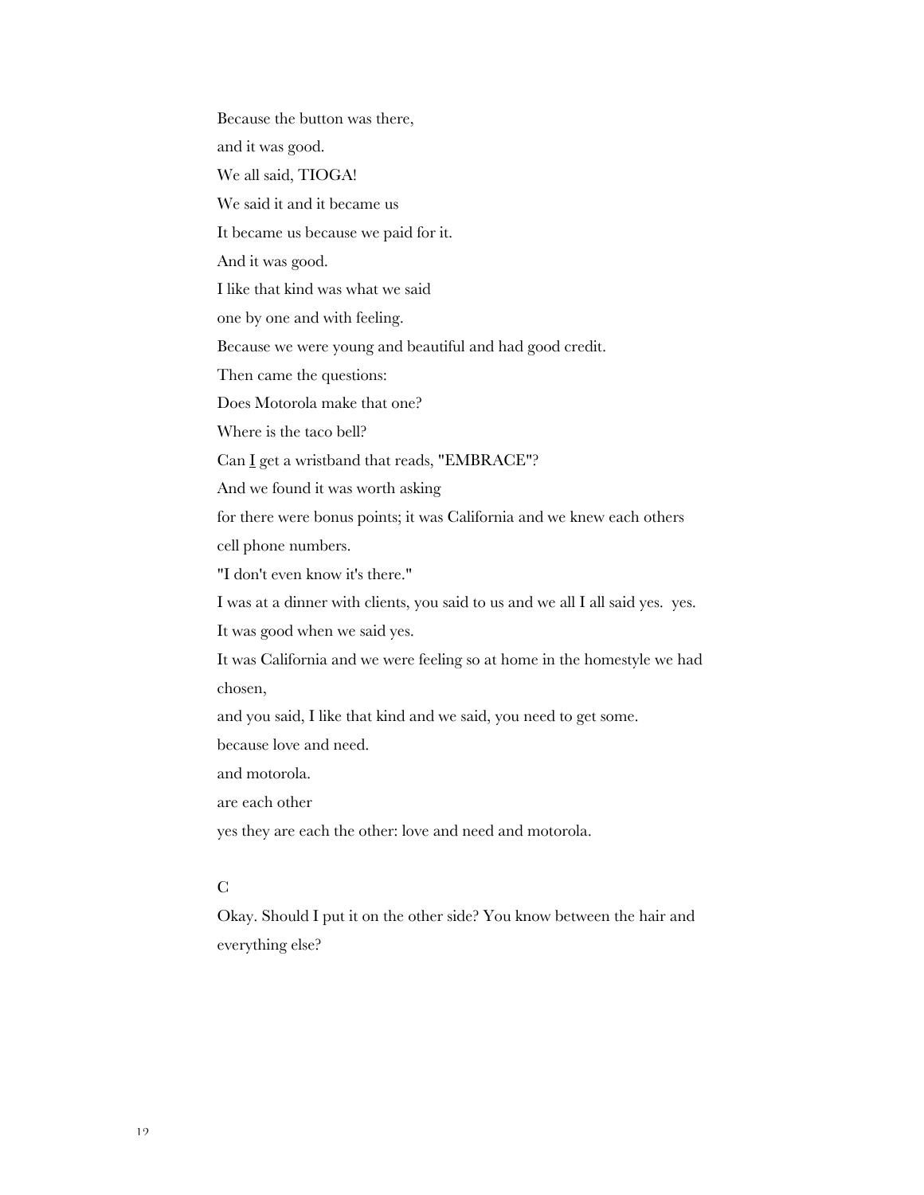Because the button was there,

and it was good.

We all said, TIOGA!

We said it and it became us

It became us because we paid for it.

And it was good.

I like that kind was what we said

one by one and with feeling.

Because we were young and beautiful and had good credit.

Then came the questions:

Does Motorola make that one?

Where is the taco bell?

Can <u>I</u> get a wristband that reads, "EMBRACE"?

And we found it was worth asking

for there were bonus points; it was California and we knew each others cell phone numbers.

"I don't even know it's there."

I was at a dinner with clients, you said to us and we all I all said yes.  yes.

It was good when we said yes.

It was California and we were feeling so at home in the homestyle we had chosen,

and you said, I like that kind and we said, you need to get some.

because love and need.

and motorola.

are each other

yes they are each the other: love and need and motorola.

C

Okay. Should I put it on the other side? You know between the hair and everything else?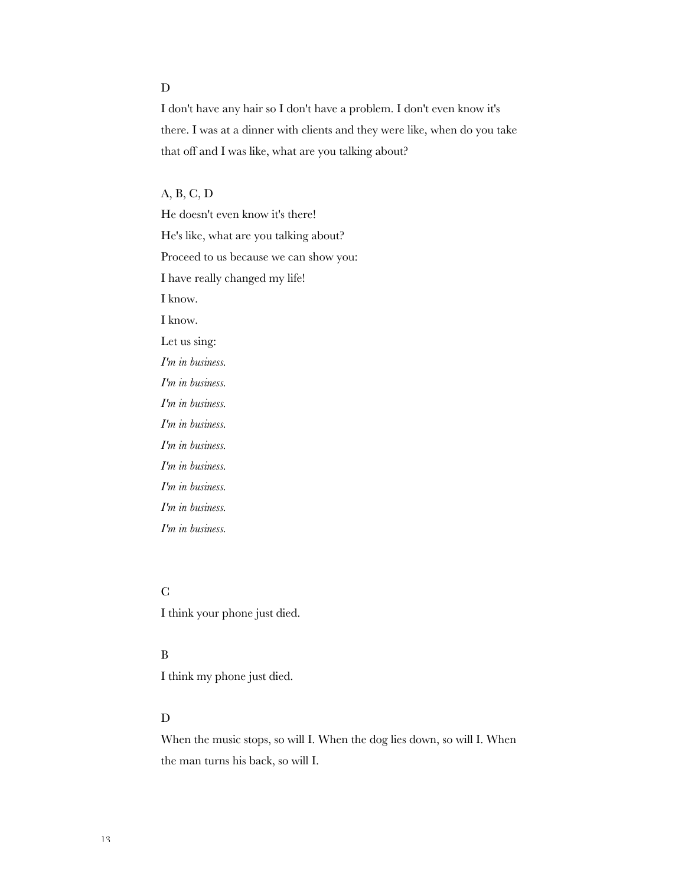D

I don't have any hair so I don't have a problem. I don't even know it's there. I was at a dinner with clients and they were like, when do you take that off and I was like, what are you talking about?

A, B, C, D

He doesn't even know it's there!
He's like, what are you talking about?
Proceed to us because we can show you:
I have really changed my life!
I know.
I know.
Let us sing:
*I'm in business.*
*I'm in business.*
*I'm in business.*
*I'm in business.*
*I'm in business.*
*I'm in business.*
*I'm in business.*
*I'm in business.*
*I'm in business.*

C

I think your phone just died.

B

I think my phone just died.

D

When the music stops, so will I. When the dog lies down, so will I. When the man turns his back, so will I.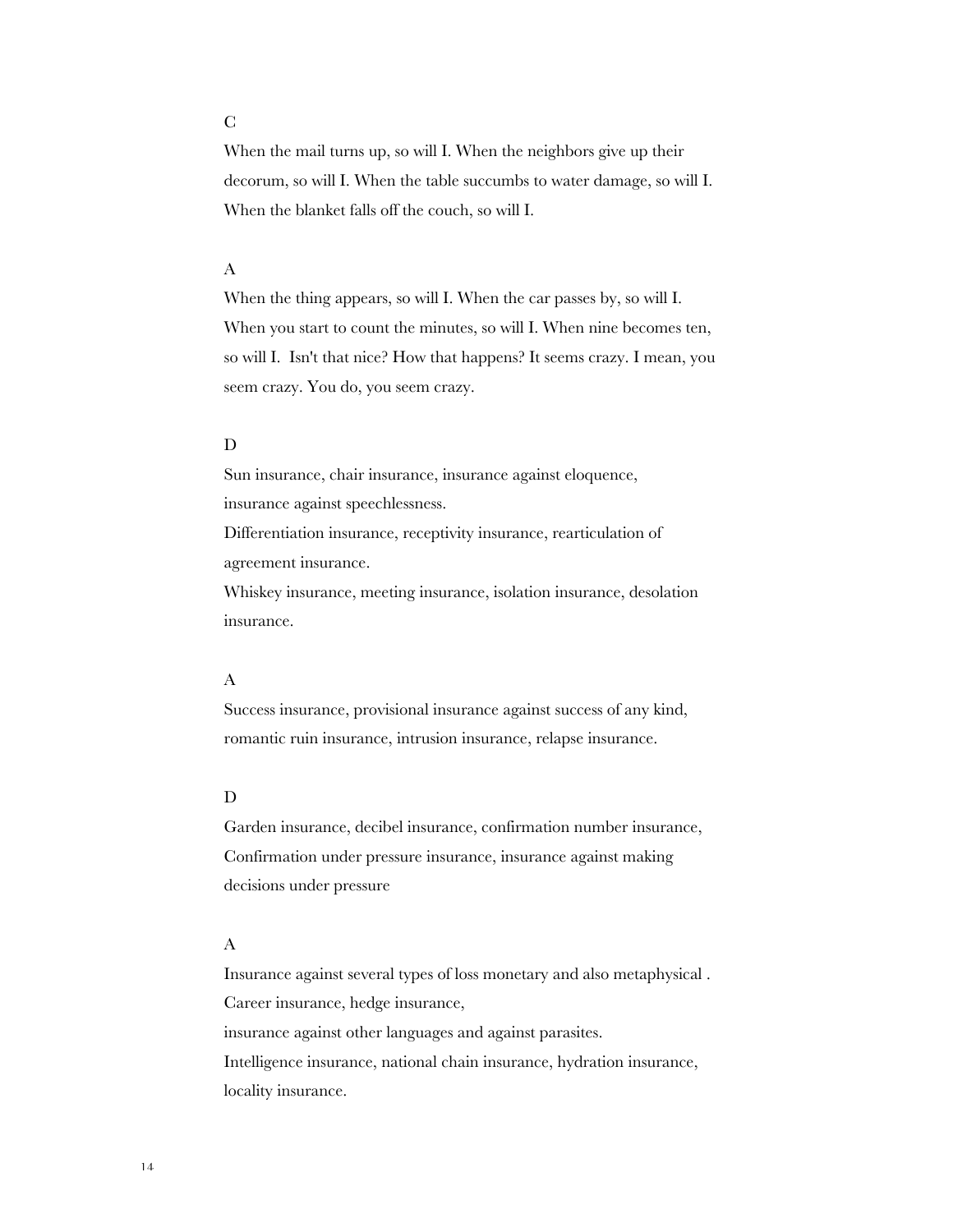C

When the mail turns up, so will I. When the neighbors give up their decorum, so will I. When the table succumbs to water damage, so will I. When the blanket falls off the couch, so will I.

A

When the thing appears, so will I. When the car passes by, so will I. When you start to count the minutes, so will I. When nine becomes ten, so will I. Isn't that nice? How that happens? It seems crazy. I mean, you seem crazy. You do, you seem crazy.

D

Sun insurance, chair insurance, insurance against eloquence, insurance against speechlessness.
Differentiation insurance, receptivity insurance, rearticulation of agreement insurance.
Whiskey insurance, meeting insurance, isolation insurance, desolation insurance.

A

Success insurance, provisional insurance against success of any kind, romantic ruin insurance, intrusion insurance, relapse insurance.

D

Garden insurance, decibel insurance, confirmation number insurance, Confirmation under pressure insurance, insurance against making decisions under pressure

A

Insurance against several types of loss monetary and also metaphysical .
Career insurance, hedge insurance,
insurance against other languages and against parasites.
Intelligence insurance, national chain insurance, hydration insurance, locality insurance.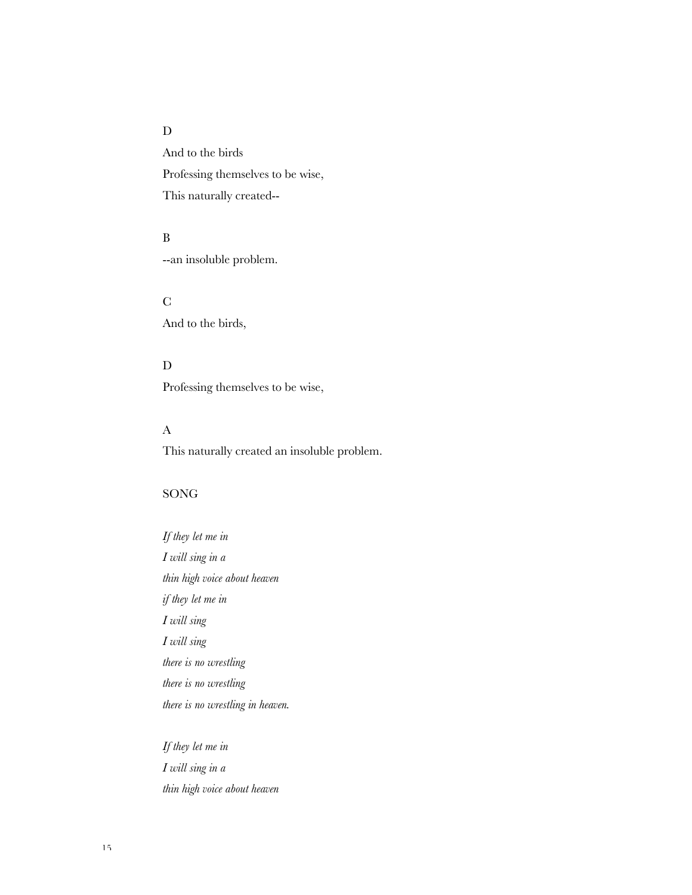D

And to the birds

Professing themselves to be wise,

This naturally created--

B

--an insoluble problem.

C

And to the birds,

D

Professing themselves to be wise,

A

This naturally created an insoluble problem.

SONG

*If they let me in*

*I will sing in a*

*thin high voice about heaven*

*if they let me in*

*I will sing*

*I will sing*

*there is no wrestling*

*there is no wrestling*

*there is no wrestling in heaven.*

*If they let me in*

*I will sing in a*

*thin high voice about heaven*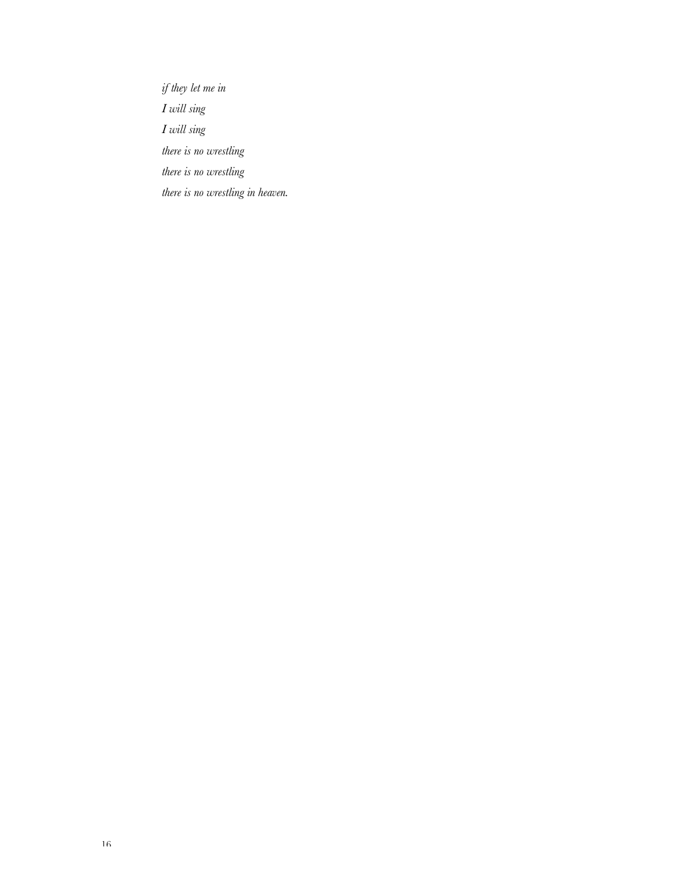*if they let me in*

*I will sing*

*I will sing*

*there is no wrestling*

*there is no wrestling*

*there is no wrestling in heaven.*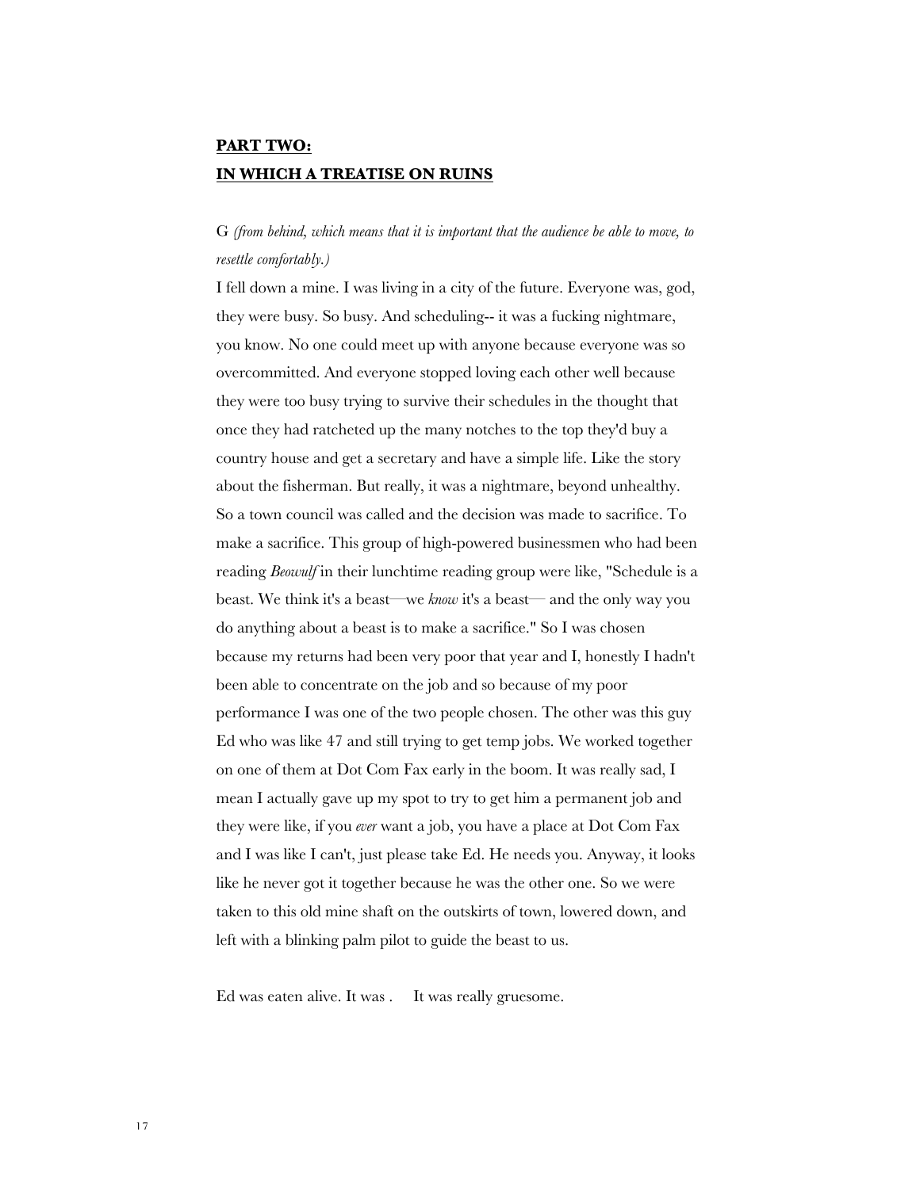**PART TWO:**
**IN WHICH A TREATISE ON RUINS**

G *(from behind, which means that it is important that the audience be able to move, to resettle comfortably.)*
I fell down a mine. I was living in a city of the future. Everyone was, god, they were busy. So busy. And scheduling-- it was a fucking nightmare, you know. No one could meet up with anyone because everyone was so overcommitted. And everyone stopped loving each other well because they were too busy trying to survive their schedules in the thought that once they had ratcheted up the many notches to the top they'd buy a country house and get a secretary and have a simple life. Like the story about the fisherman. But really, it was a nightmare, beyond unhealthy. So a town council was called and the decision was made to sacrifice. To make a sacrifice. This group of high-powered businessmen who had been reading *Beowulf* in their lunchtime reading group were like, "Schedule is a beast. We think it's a beast—we *know* it's a beast— and the only way you do anything about a beast is to make a sacrifice." So I was chosen because my returns had been very poor that year and I, honestly I hadn't been able to concentrate on the job and so because of my poor performance I was one of the two people chosen. The other was this guy Ed who was like 47 and still trying to get temp jobs. We worked together on one of them at Dot Com Fax early in the boom. It was really sad, I mean I actually gave up my spot to try to get him a permanent job and they were like, if you *ever* want a job, you have a place at Dot Com Fax and I was like I can't, just please take Ed. He needs you. Anyway, it looks like he never got it together because he was the other one. So we were taken to this old mine shaft on the outskirts of town, lowered down, and left with a blinking palm pilot to guide the beast to us.

Ed was eaten alive. It was .     It was really gruesome.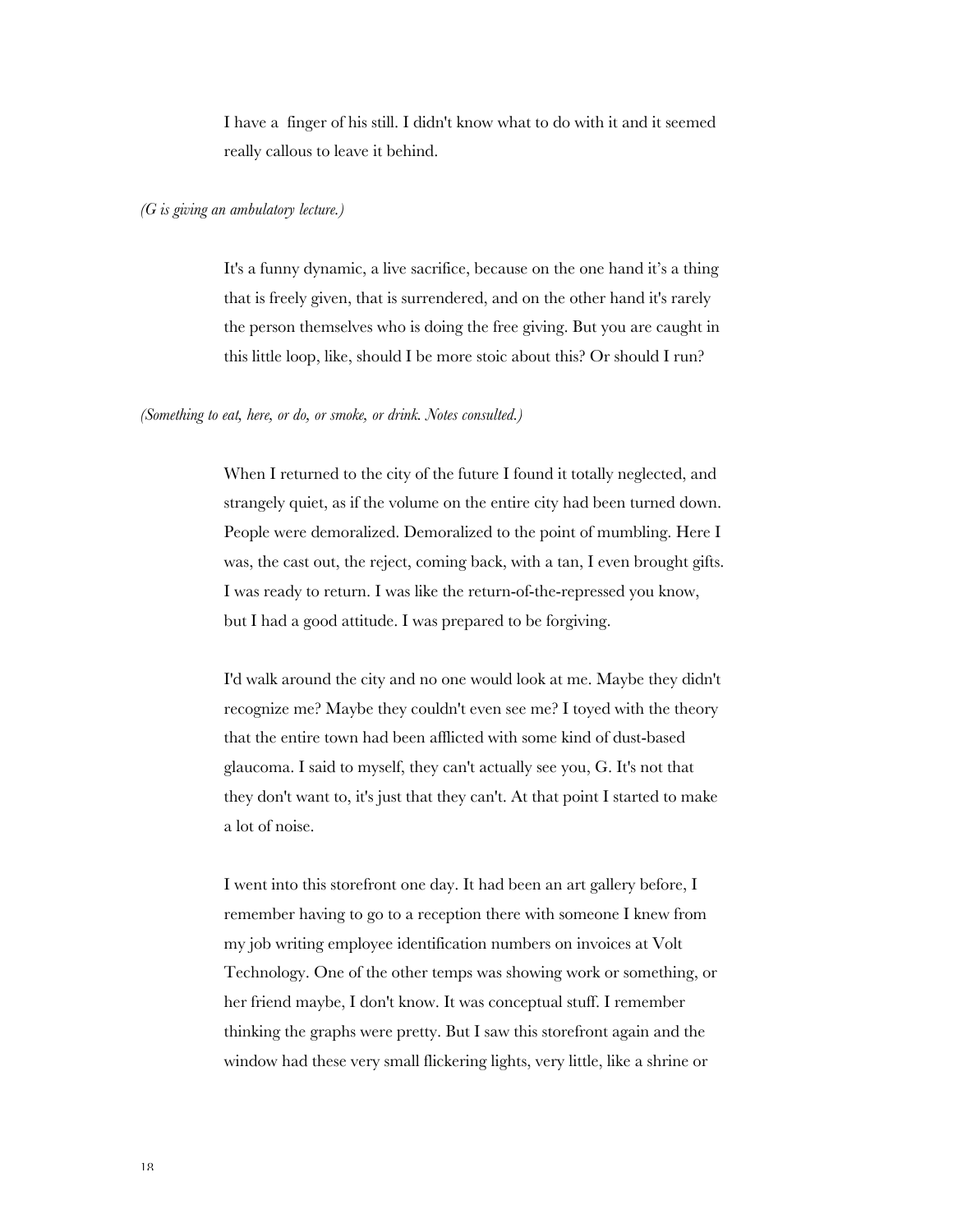I have a  finger of his still. I didn't know what to do with it and it seemed really callous to leave it behind.

*(G is giving an ambulatory lecture.)*

It's a funny dynamic, a live sacrifice, because on the one hand it's a thing that is freely given, that is surrendered, and on the other hand it's rarely the person themselves who is doing the free giving. But you are caught in this little loop, like, should I be more stoic about this? Or should I run?

*(Something to eat, here, or do, or smoke, or drink. Notes consulted.)*

When I returned to the city of the future I found it totally neglected, and strangely quiet, as if the volume on the entire city had been turned down. People were demoralized. Demoralized to the point of mumbling. Here I was, the cast out, the reject, coming back, with a tan, I even brought gifts. I was ready to return. I was like the return-of-the-repressed you know, but I had a good attitude. I was prepared to be forgiving.

I'd walk around the city and no one would look at me. Maybe they didn't recognize me? Maybe they couldn't even see me? I toyed with the theory that the entire town had been afflicted with some kind of dust-based glaucoma. I said to myself, they can't actually see you, G. It's not that they don't want to, it's just that they can't. At that point I started to make a lot of noise.

I went into this storefront one day. It had been an art gallery before, I remember having to go to a reception there with someone I knew from my job writing employee identification numbers on invoices at Volt Technology. One of the other temps was showing work or something, or her friend maybe, I don't know. It was conceptual stuff. I remember thinking the graphs were pretty. But I saw this storefront again and the window had these very small flickering lights, very little, like a shrine or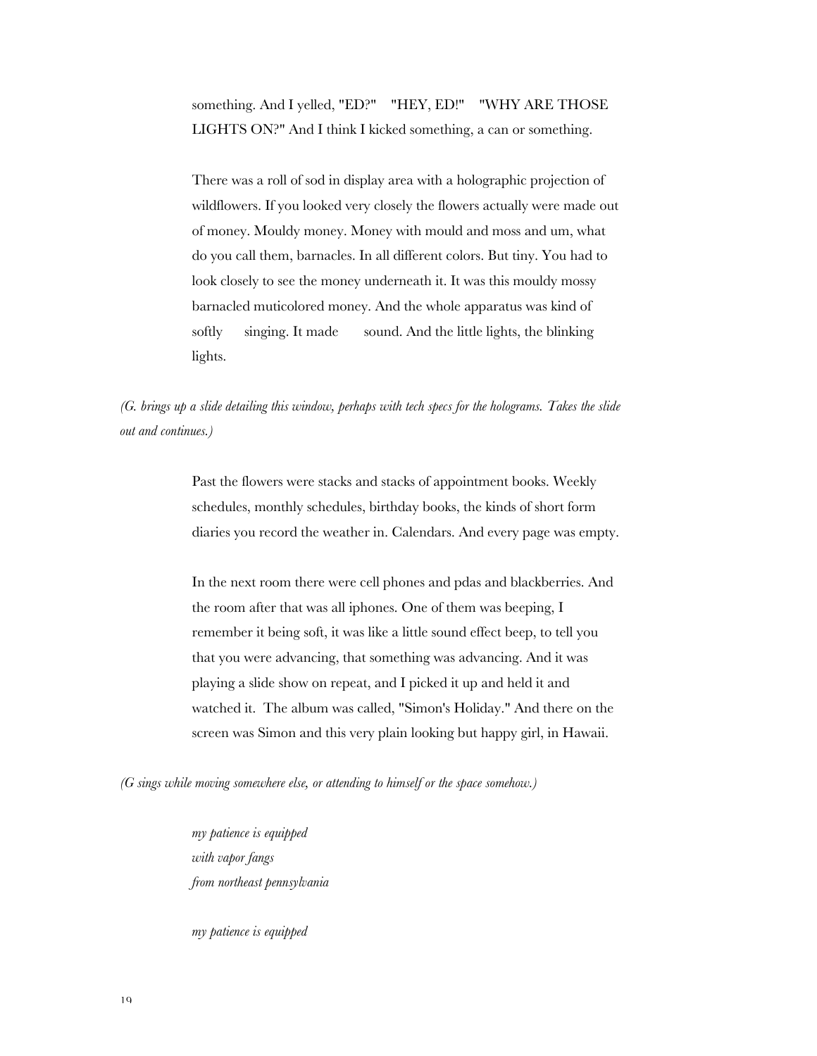something. And I yelled, "ED?"  "HEY, ED!"  "WHY ARE THOSE LIGHTS ON?" And I think I kicked something, a can or something.

There was a roll of sod in display area with a holographic projection of wildflowers. If you looked very closely the flowers actually were made out of money. Mouldy money. Money with mould and moss and um, what do you call them, barnacles. In all different colors. But tiny. You had to look closely to see the money underneath it. It was this mouldy mossy barnacled muticolored money. And the whole apparatus was kind of softly  singing. It made  sound. And the little lights, the blinking lights.

*(G. brings up a slide detailing this window, perhaps with tech specs for the holograms. Takes the slide out and continues.)*

Past the flowers were stacks and stacks of appointment books. Weekly schedules, monthly schedules, birthday books, the kinds of short form diaries you record the weather in. Calendars. And every page was empty.

In the next room there were cell phones and pdas and blackberries. And the room after that was all iphones. One of them was beeping, I remember it being soft, it was like a little sound effect beep, to tell you that you were advancing, that something was advancing. And it was playing a slide show on repeat, and I picked it up and held it and watched it. The album was called, "Simon's Holiday." And there on the screen was Simon and this very plain looking but happy girl, in Hawaii.

*(G sings while moving somewhere else, or attending to himself or the space somehow.)*

*my patience is equipped*  
*with vapor fangs*  
*from northeast pennsylvania*

*my patience is equipped*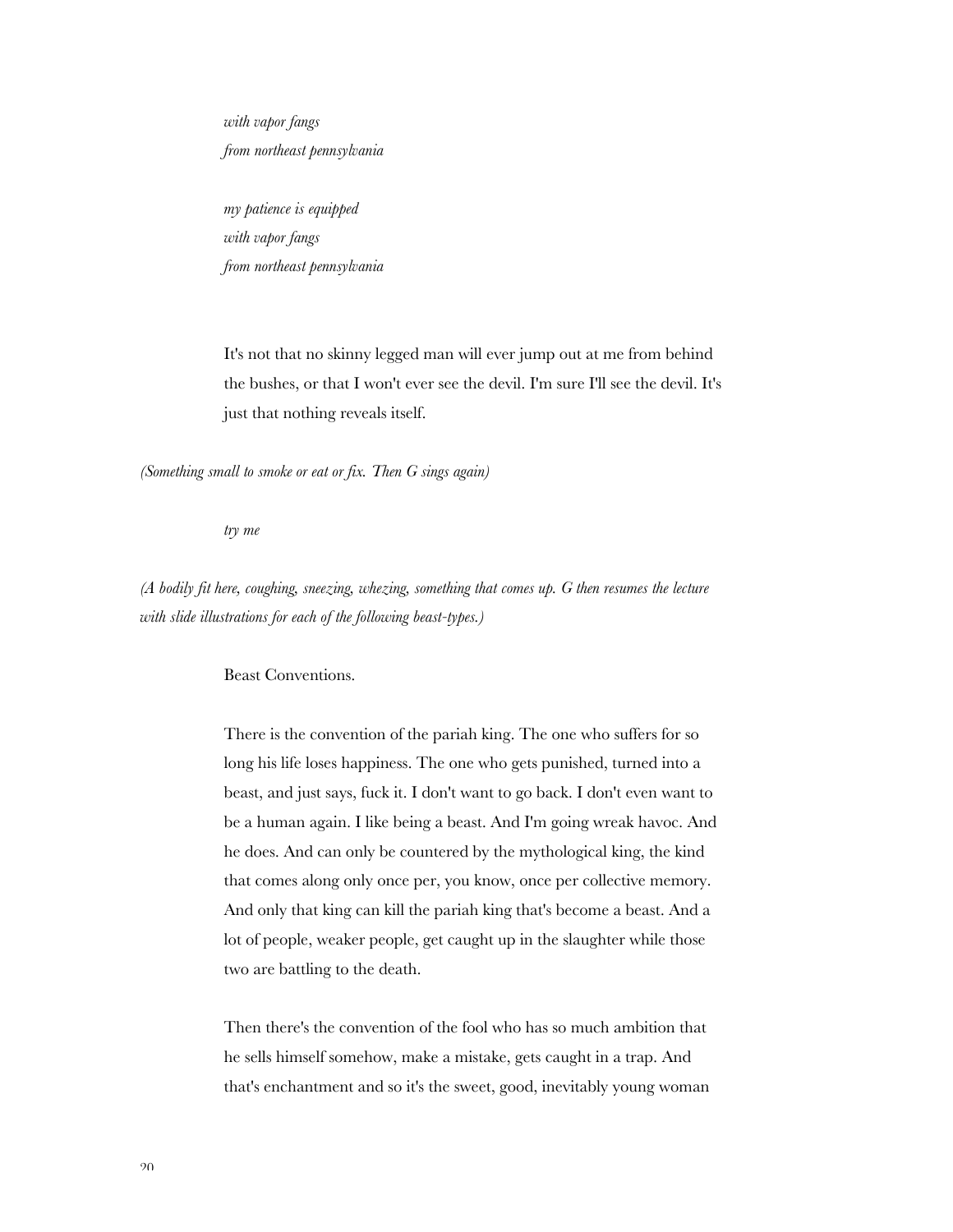*with vapor fangs*
*from northeast pennsylvania*

*my patience is equipped*
*with vapor fangs*
*from northeast pennsylvania*

It's not that no skinny legged man will ever jump out at me from behind the bushes, or that I won't ever see the devil. I'm sure I'll see the devil. It's just that nothing reveals itself.

*(Something small to smoke or eat or fix. Then G sings again)*

*try me*

*(A bodily fit here, coughing, sneezing, whezing, something that comes up. G then resumes the lecture with slide illustrations for each of the following beast-types.)*

Beast Conventions.

There is the convention of the pariah king. The one who suffers for so long his life loses happiness. The one who gets punished, turned into a beast, and just says, fuck it. I don't want to go back. I don't even want to be a human again. I like being a beast. And I'm going wreak havoc. And he does. And can only be countered by the mythological king, the kind that comes along only once per, you know, once per collective memory. And only that king can kill the pariah king that's become a beast. And a lot of people, weaker people, get caught up in the slaughter while those two are battling to the death.

Then there's the convention of the fool who has so much ambition that he sells himself somehow, make a mistake, gets caught in a trap. And that's enchantment and so it's the sweet, good, inevitably young woman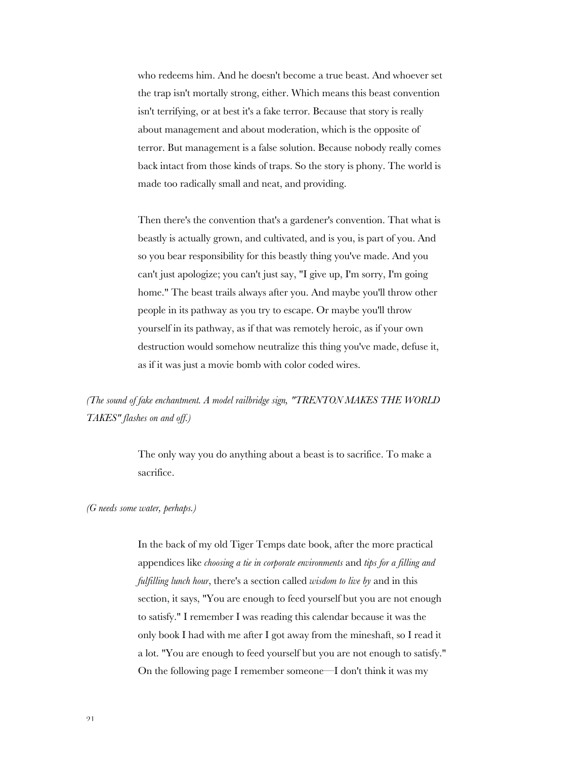who redeems him. And he doesn't become a true beast. And whoever set the trap isn't mortally strong, either. Which means this beast convention isn't terrifying, or at best it's a fake terror. Because that story is really about management and about moderation, which is the opposite of terror. But management is a false solution. Because nobody really comes back intact from those kinds of traps. So the story is phony. The world is made too radically small and neat, and providing.

Then there's the convention that's a gardener's convention. That what is beastly is actually grown, and cultivated, and is you, is part of you. And so you bear responsibility for this beastly thing you've made. And you can't just apologize; you can't just say, "I give up, I'm sorry, I'm going home." The beast trails always after you. And maybe you'll throw other people in its pathway as you try to escape. Or maybe you'll throw yourself in its pathway, as if that was remotely heroic, as if your own destruction would somehow neutralize this thing you've made, defuse it, as if it was just a movie bomb with color coded wires.

*(The sound of fake enchantment. A model railbridge sign, "TRENTON MAKES THE WORLD TAKES" flashes on and off.)*

The only way you do anything about a beast is to sacrifice. To make a sacrifice.

*(G needs some water, perhaps.)*

In the back of my old Tiger Temps date book, after the more practical appendices like *choosing a tie in corporate environments* and *tips for a filling and fulfilling lunch hour*, there's a section called *wisdom to live by* and in this section, it says, "You are enough to feed yourself but you are not enough to satisfy." I remember I was reading this calendar because it was the only book I had with me after I got away from the mineshaft, so I read it a lot. "You are enough to feed yourself but you are not enough to satisfy." On the following page I remember someone—I don't think it was my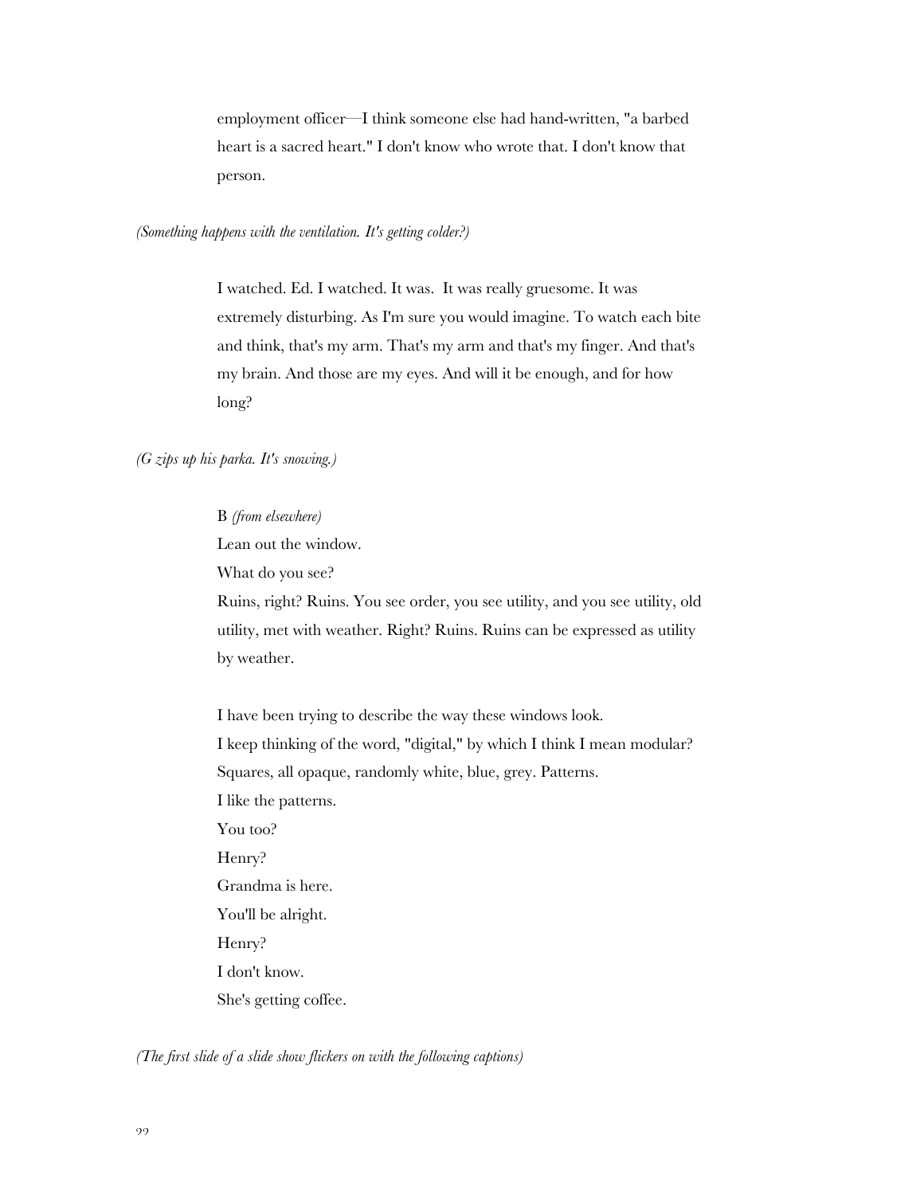employment officer—I think someone else had hand-written, "a barbed heart is a sacred heart." I don't know who wrote that. I don't know that person.

*(Something happens with the ventilation. It's getting colder?)*

I watched. Ed. I watched. It was. It was really gruesome. It was extremely disturbing. As I'm sure you would imagine. To watch each bite and think, that's my arm. That's my arm and that's my finger. And that's my brain. And those are my eyes. And will it be enough, and for how long?

*(G zips up his parka. It's snowing.)*

B *(from elsewhere)*  
Lean out the window.  
What do you see?  
Ruins, right? Ruins. You see order, you see utility, and you see utility, old utility, met with weather. Right? Ruins. Ruins can be expressed as utility by weather.

I have been trying to describe the way these windows look.  
I keep thinking of the word, "digital," by which I think I mean modular?  
Squares, all opaque, randomly white, blue, grey. Patterns.  
I like the patterns.  
You too?  
Henry?  
Grandma is here.  
You'll be alright.  
Henry?  
I don't know.  
She's getting coffee.

*(The first slide of a slide show flickers on with the following captions)*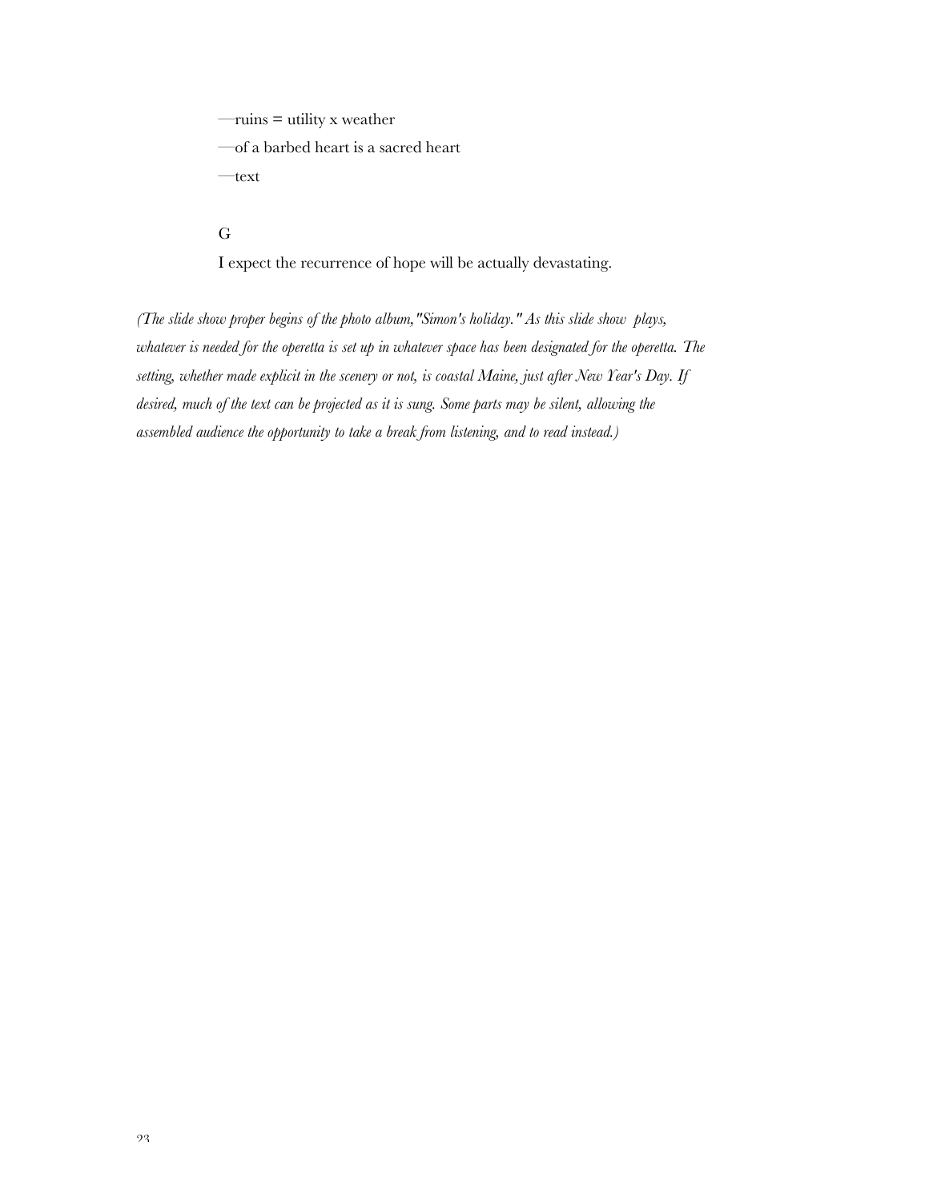—ruins = utility x weather

—of a barbed heart is a sacred heart

—text

G

I expect the recurrence of hope will be actually devastating.

*(The slide show proper begins of the photo album,"Simon's holiday." As this slide show plays, whatever is needed for the operetta is set up in whatever space has been designated for the operetta. The setting, whether made explicit in the scenery or not, is coastal Maine, just after New Year's Day. If desired, much of the text can be projected as it is sung. Some parts may be silent, allowing the assembled audience the opportunity to take a break from listening, and to read instead.)*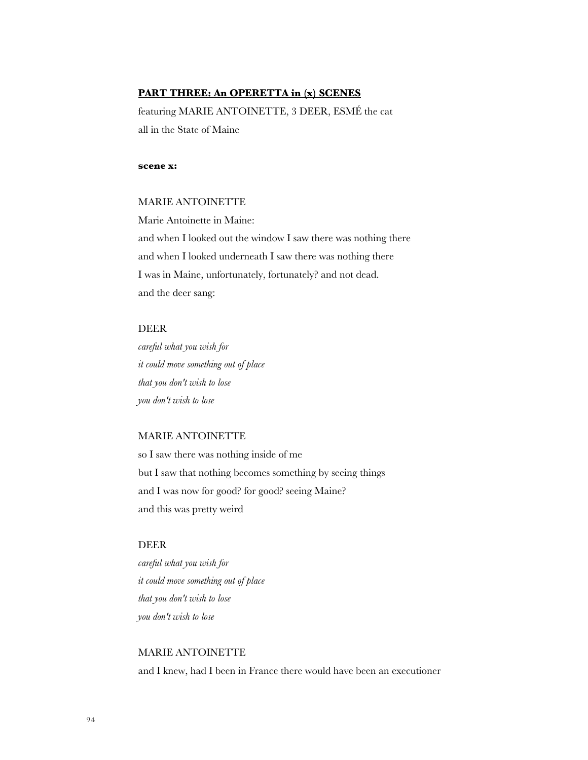**PART THREE: An OPERETTA in (x) SCENES**

featuring MARIE ANTOINETTE, 3 DEER, ESMÉ the cat
all in the State of Maine

**scene x:**

MARIE ANTOINETTE

Marie Antoinette in Maine:
and when I looked out the window I saw there was nothing there
and when I looked underneath I saw there was nothing there
I was in Maine, unfortunately, fortunately? and not dead.
and the deer sang:

DEER

*careful what you wish for*
*it could move something out of place*
*that you don't wish to lose*
*you don't wish to lose*

MARIE ANTOINETTE

so I saw there was nothing inside of me
but I saw that nothing becomes something by seeing things
and I was now for good? for good? seeing Maine?
and this was pretty weird

DEER

*careful what you wish for*
*it could move something out of place*
*that you don't wish to lose*
*you don't wish to lose*

MARIE ANTOINETTE

and I knew, had I been in France there would have been an executioner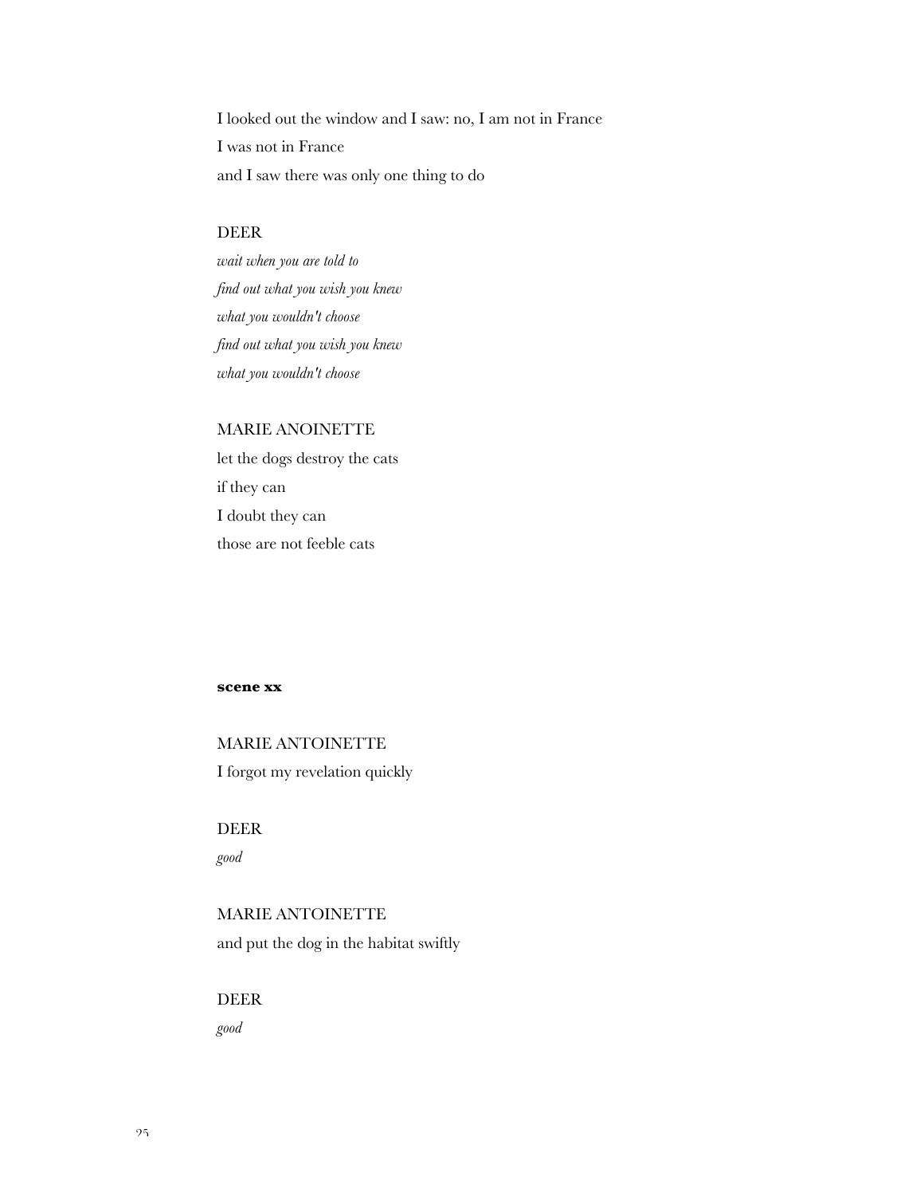I looked out the window and I saw: no, I am not in France

I was not in France

and I saw there was only one thing to do

DEER

*wait when you are told to*

*find out what you wish you knew*

*what you wouldn't choose*

*find out what you wish you knew*

*what you wouldn't choose*

MARIE ANOINETTE

let the dogs destroy the cats

if they can

I doubt they can

those are not feeble cats

**scene xx**

MARIE ANTOINETTE

I forgot my revelation quickly

DEER

*good*

MARIE ANTOINETTE

and put the dog in the habitat swiftly

DEER

*good*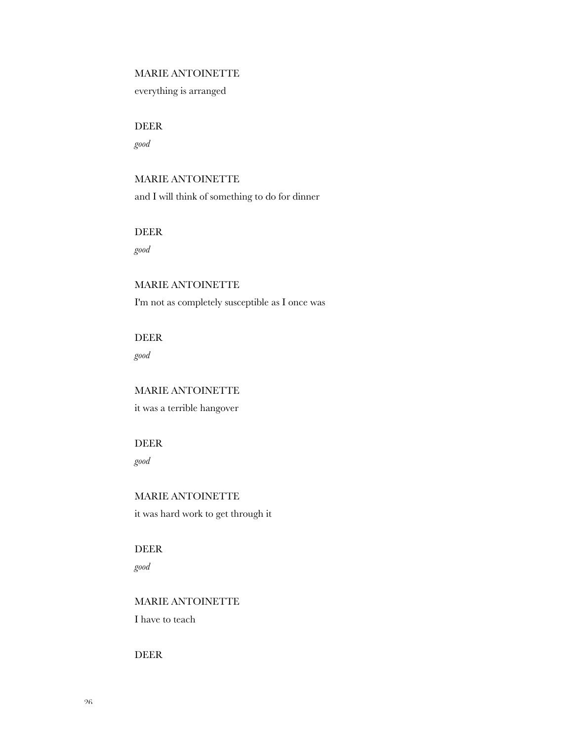MARIE ANTOINETTE

everything is arranged

DEER

*good*

MARIE ANTOINETTE

and I will think of something to do for dinner

DEER

*good*

MARIE ANTOINETTE

I'm not as completely susceptible as I once was

DEER

*good*

MARIE ANTOINETTE

it was a terrible hangover

DEER

*good*

MARIE ANTOINETTE

it was hard work to get through it

DEER

*good*

MARIE ANTOINETTE

I have to teach

DEER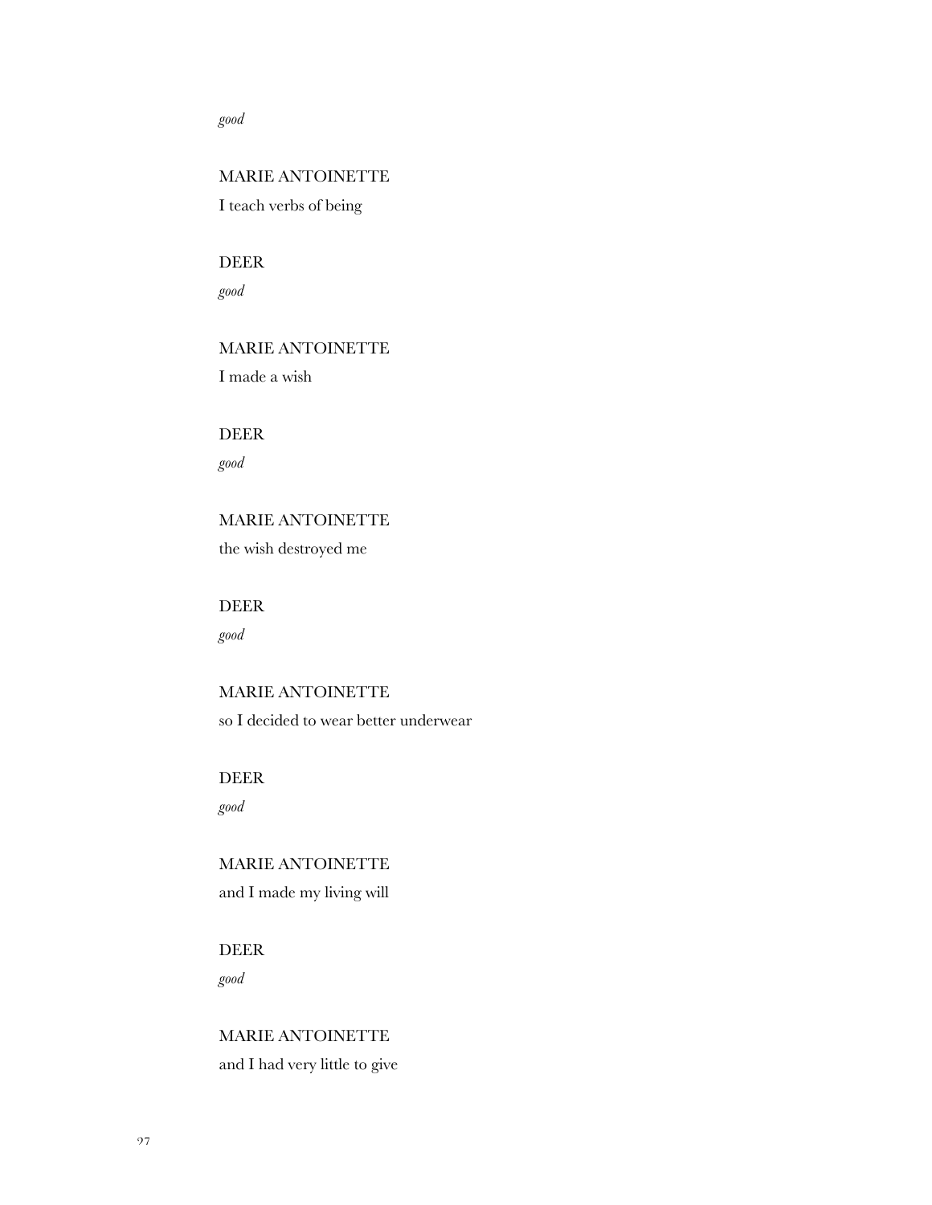*good*

MARIE ANTOINETTE

I teach verbs of being

DEER

*good*

MARIE ANTOINETTE

I made a wish

DEER

*good*

MARIE ANTOINETTE

the wish destroyed me

DEER

*good*

MARIE ANTOINETTE

so I decided to wear better underwear

DEER

*good*

MARIE ANTOINETTE

and I made my living will

DEER

*good*

MARIE ANTOINETTE

and I had very little to give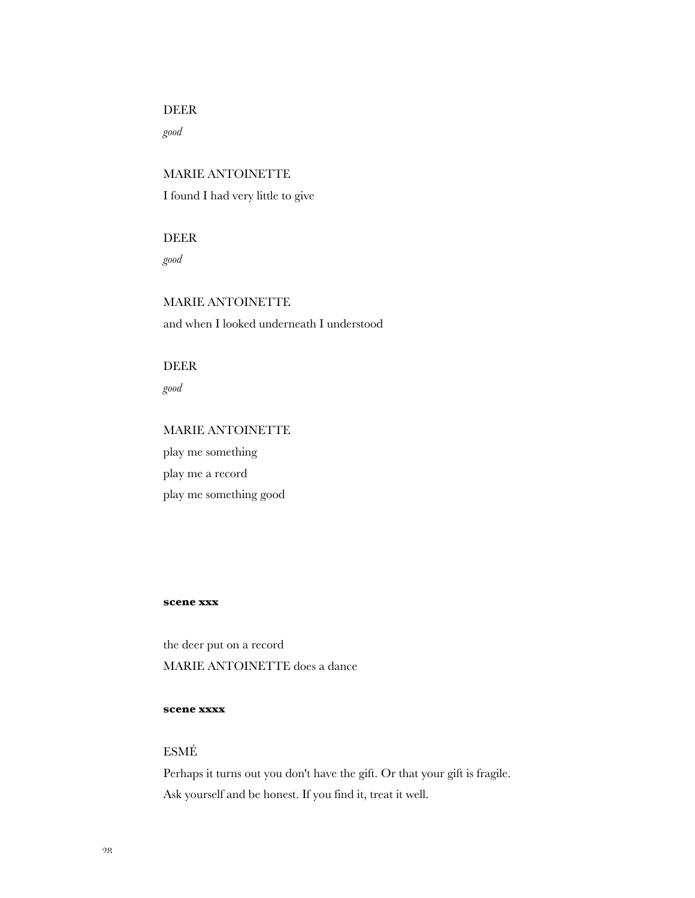DEER

*good*

MARIE ANTOINETTE

I found I had very little to give

DEER

*good*

MARIE ANTOINETTE

and when I looked underneath I understood

DEER

*good*

MARIE ANTOINETTE

play me something

play me a record

play me something good

**scene xxx**

the deer put on a record

MARIE ANTOINETTE does a dance

**scene xxxx**

ESMÉ

Perhaps it turns out you don't have the gift. Or that your gift is fragile.

Ask yourself and be honest. If you find it, treat it well.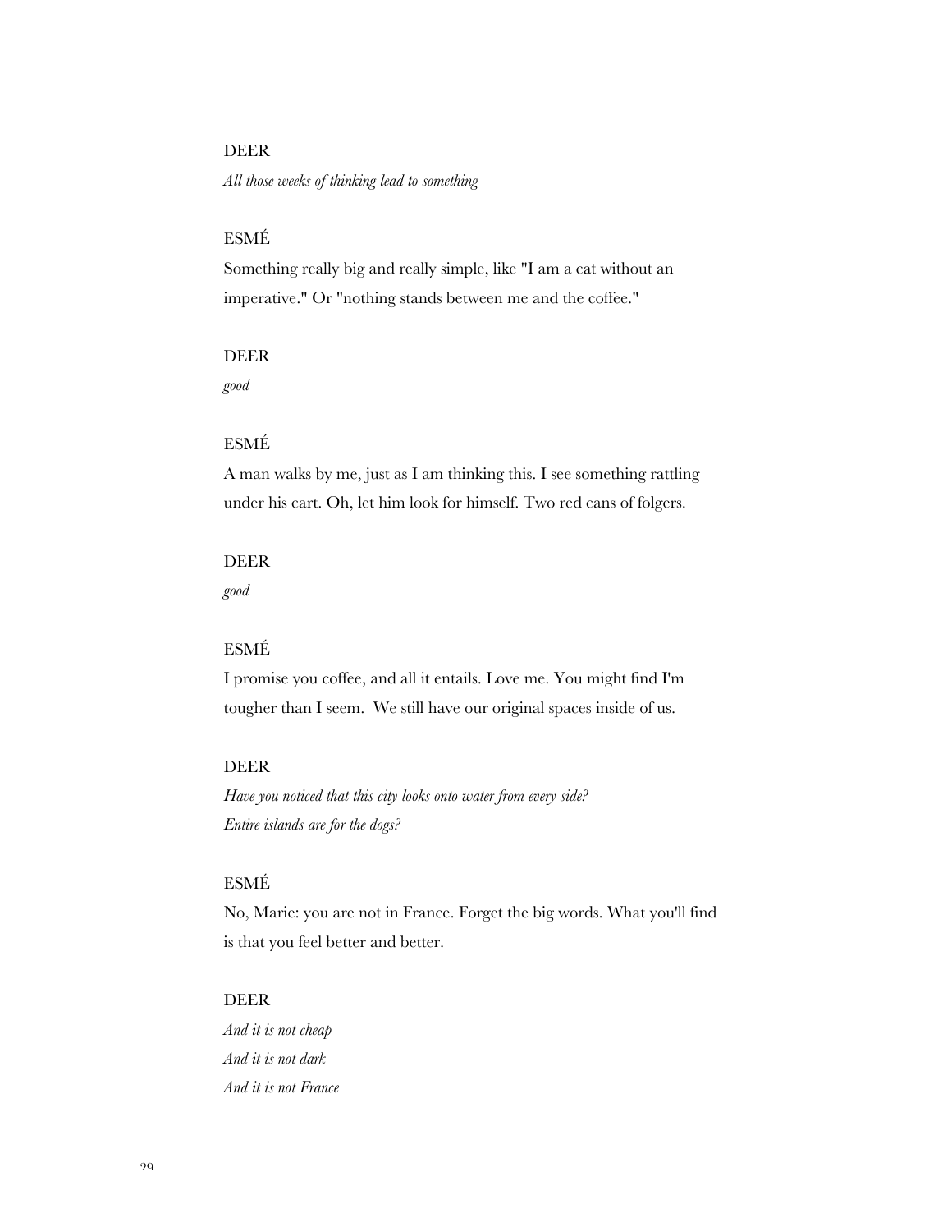DEER

*All those weeks of thinking lead to something*

ESMÉ

Something really big and really simple, like "I am a cat without an imperative." Or "nothing stands between me and the coffee."

DEER

*good*

ESMÉ

A man walks by me, just as I am thinking this. I see something rattling under his cart. Oh, let him look for himself. Two red cans of folgers.

DEER

*good*

ESMÉ

I promise you coffee, and all it entails. Love me. You might find I'm tougher than I seem. We still have our original spaces inside of us.

DEER

*Have you noticed that this city looks onto water from every side?*
*Entire islands are for the dogs?*

ESMÉ

No, Marie: you are not in France. Forget the big words. What you'll find is that you feel better and better.

DEER

*And it is not cheap*
*And it is not dark*
*And it is not France*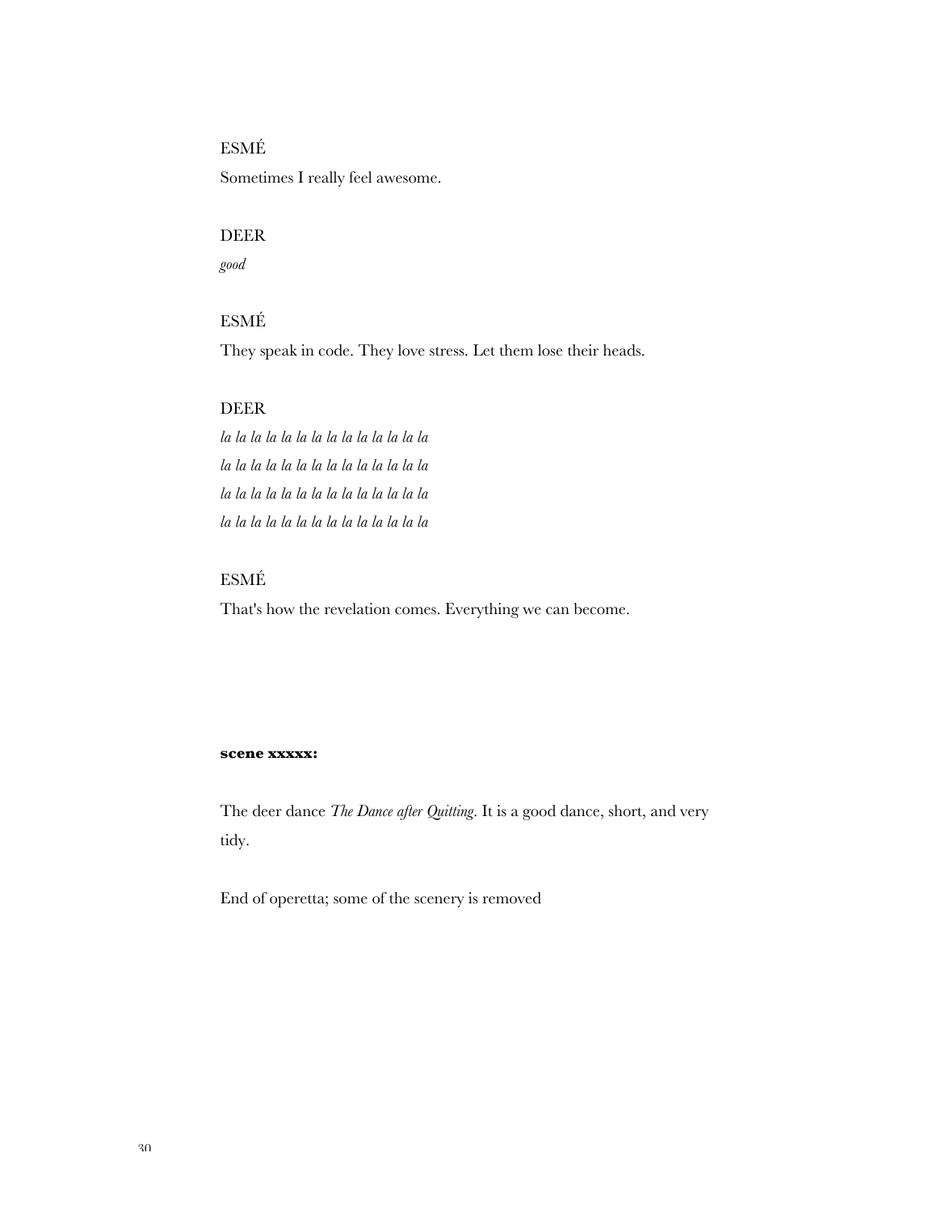ESMÉ

Sometimes I really feel awesome.

DEER

*good*

ESMÉ

They speak in code. They love stress. Let them lose their heads.

DEER

*la la la la la la la la la la la la la la*
*la la la la la la la la la la la la la la*
*la la la la la la la la la la la la la la*
*la la la la la la la la la la la la la la*

ESMÉ

That's how the revelation comes. Everything we can become.

**scene xxxxx:**

The deer dance *The Dance after Quitting*. It is a good dance, short, and very tidy.

End of operetta; some of the scenery is removed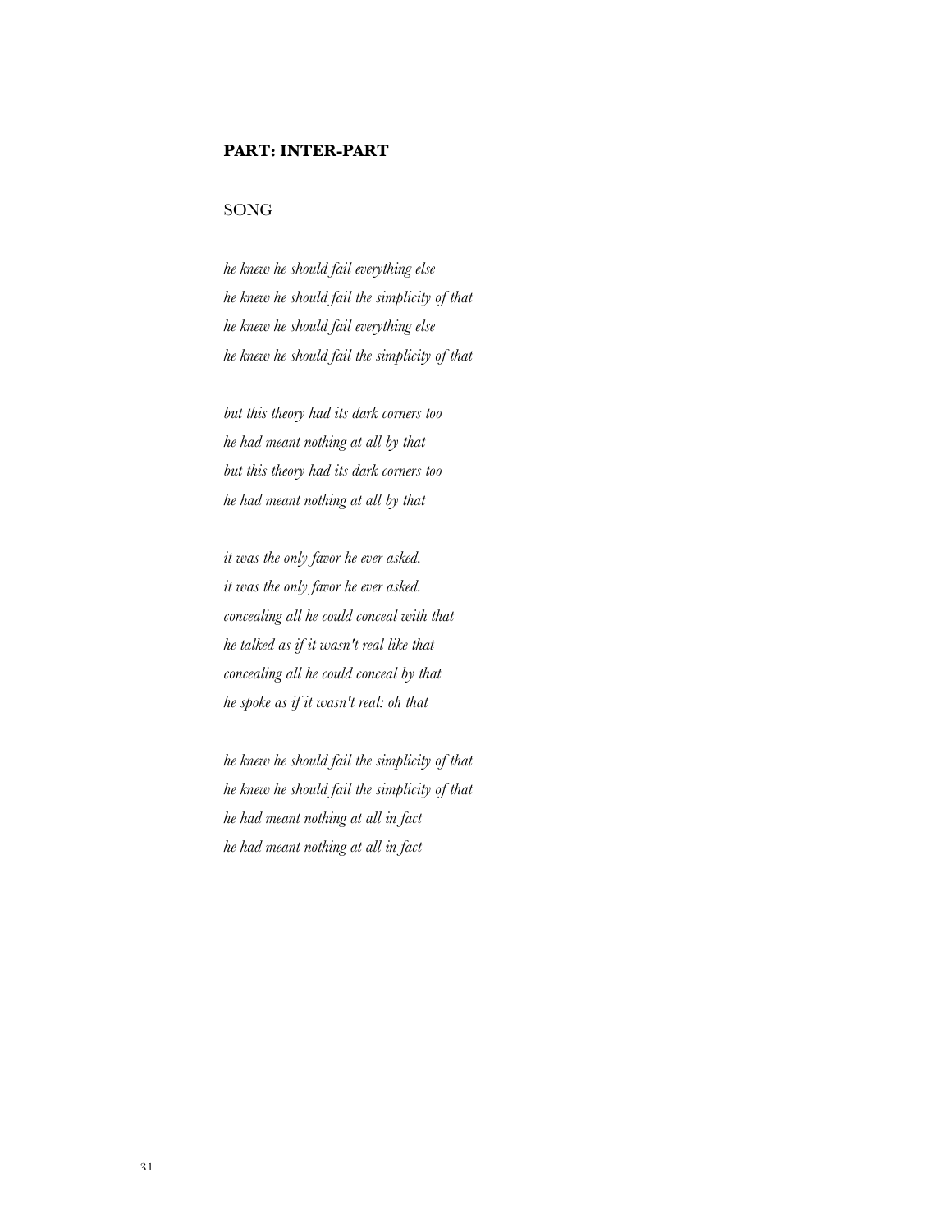**PART: INTER-PART**

SONG

*he knew he should fail everything else*  
*he knew he should fail the simplicity of that*  
*he knew he should fail everything else*  
*he knew he should fail the simplicity of that*

*but this theory had its dark corners too*  
*he had meant nothing at all by that*  
*but this theory had its dark corners too*  
*he had meant nothing at all by that*

*it was the only favor he ever asked.*  
*it was the only favor he ever asked.*  
*concealing all he could conceal with that*  
*he talked as if it wasn't real like that*  
*concealing all he could conceal by that*  
*he spoke as if it wasn't real: oh that*

*he knew he should fail the simplicity of that*  
*he knew he should fail the simplicity of that*  
*he had meant nothing at all in fact*  
*he had meant nothing at all in fact*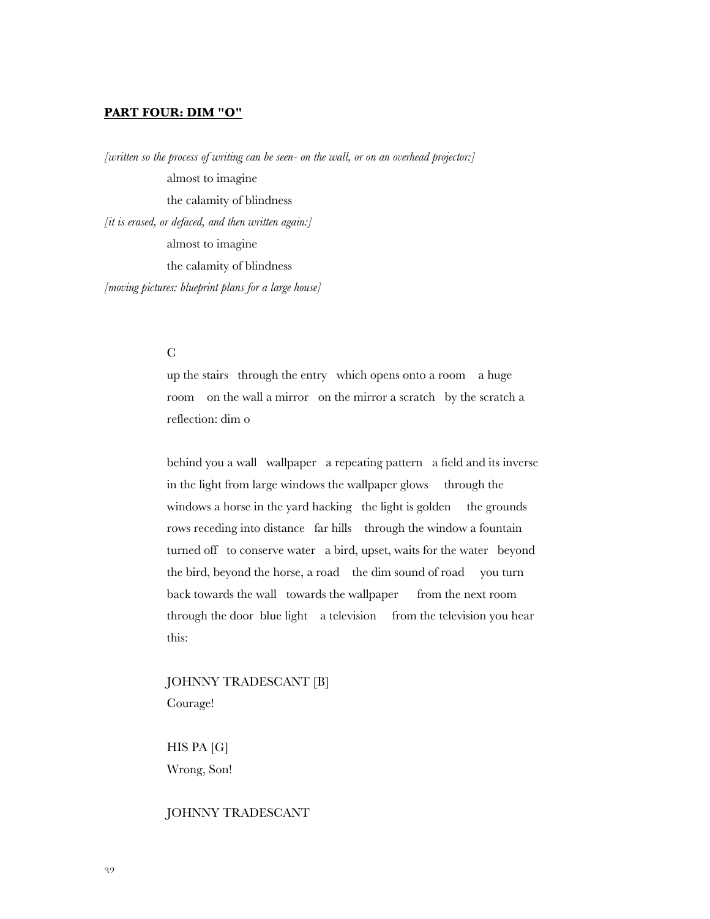**PART FOUR: DIM "O"**

*[written so the process of writing can be seen- on the wall, or on an overhead projector:]*

almost to imagine
the calamity of blindness

*[it is erased, or defaced, and then written again:]*

almost to imagine
the calamity of blindness

*[moving pictures: blueprint plans for a large house]*

C

up the stairs   through the entry   which opens onto a room   a huge room   on the wall a mirror   on the mirror a scratch   by the scratch a reflection: dim o

behind you a wall   wallpaper   a repeating pattern   a field and its inverse in the light from large windows the wallpaper glows   through the windows a horse in the yard hacking   the light is golden   the grounds rows receding into distance   far hills   through the window a fountain turned off   to conserve water   a bird, upset, waits for the water   beyond the bird, beyond the horse, a road   the dim sound of road   you turn back towards the wall   towards the wallpaper   from the next room through the door  blue light   a television   from the television you hear this:

JOHNNY TRADESCANT [B]
Courage!

HIS PA [G]
Wrong, Son!

JOHNNY TRADESCANT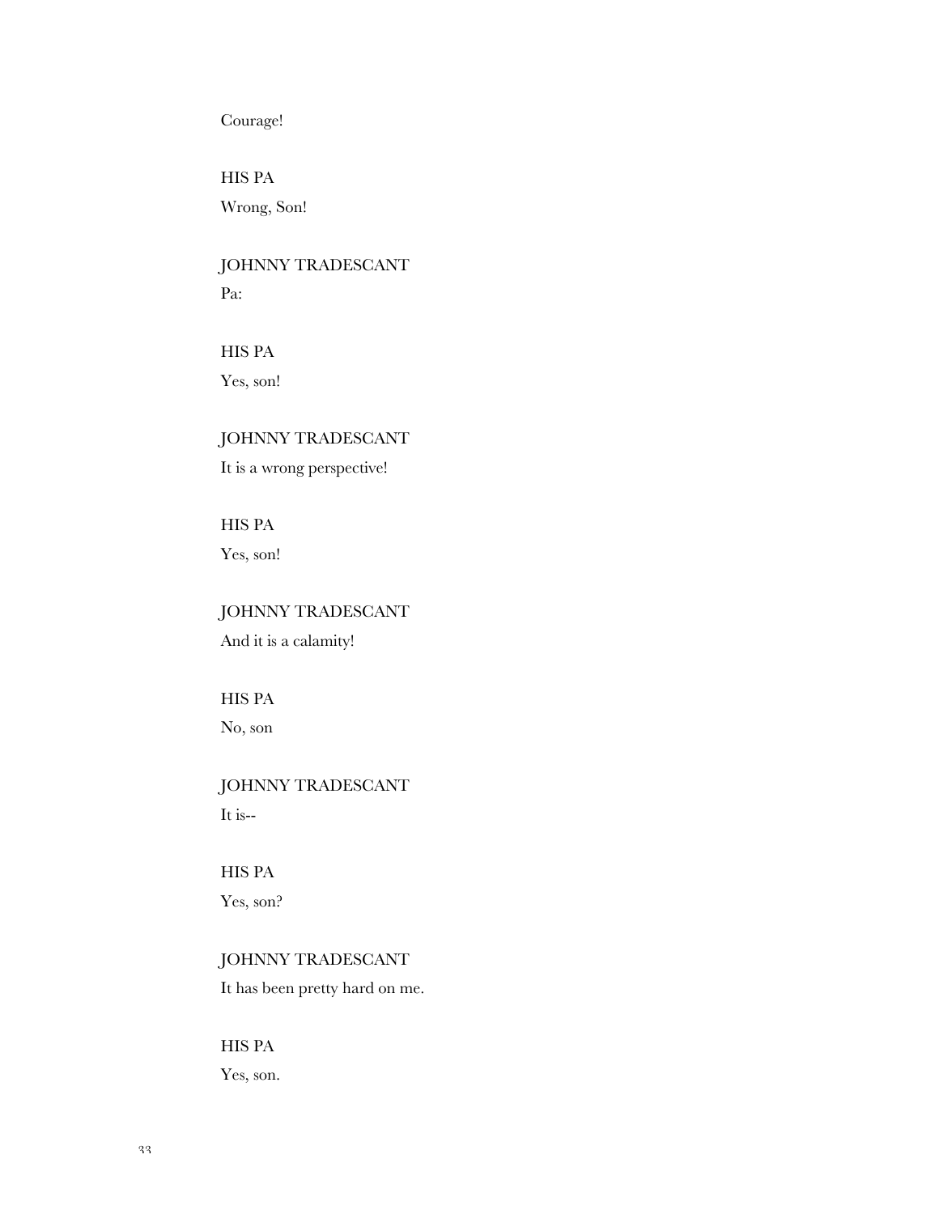Courage!

HIS PA

Wrong, Son!

JOHNNY TRADESCANT

Pa:

HIS PA

Yes, son!

JOHNNY TRADESCANT

It is a wrong perspective!

HIS PA

Yes, son!

JOHNNY TRADESCANT

And it is a calamity!

HIS PA

No, son

JOHNNY TRADESCANT

It is--

HIS PA

Yes, son?

JOHNNY TRADESCANT

It has been pretty hard on me.

HIS PA

Yes, son.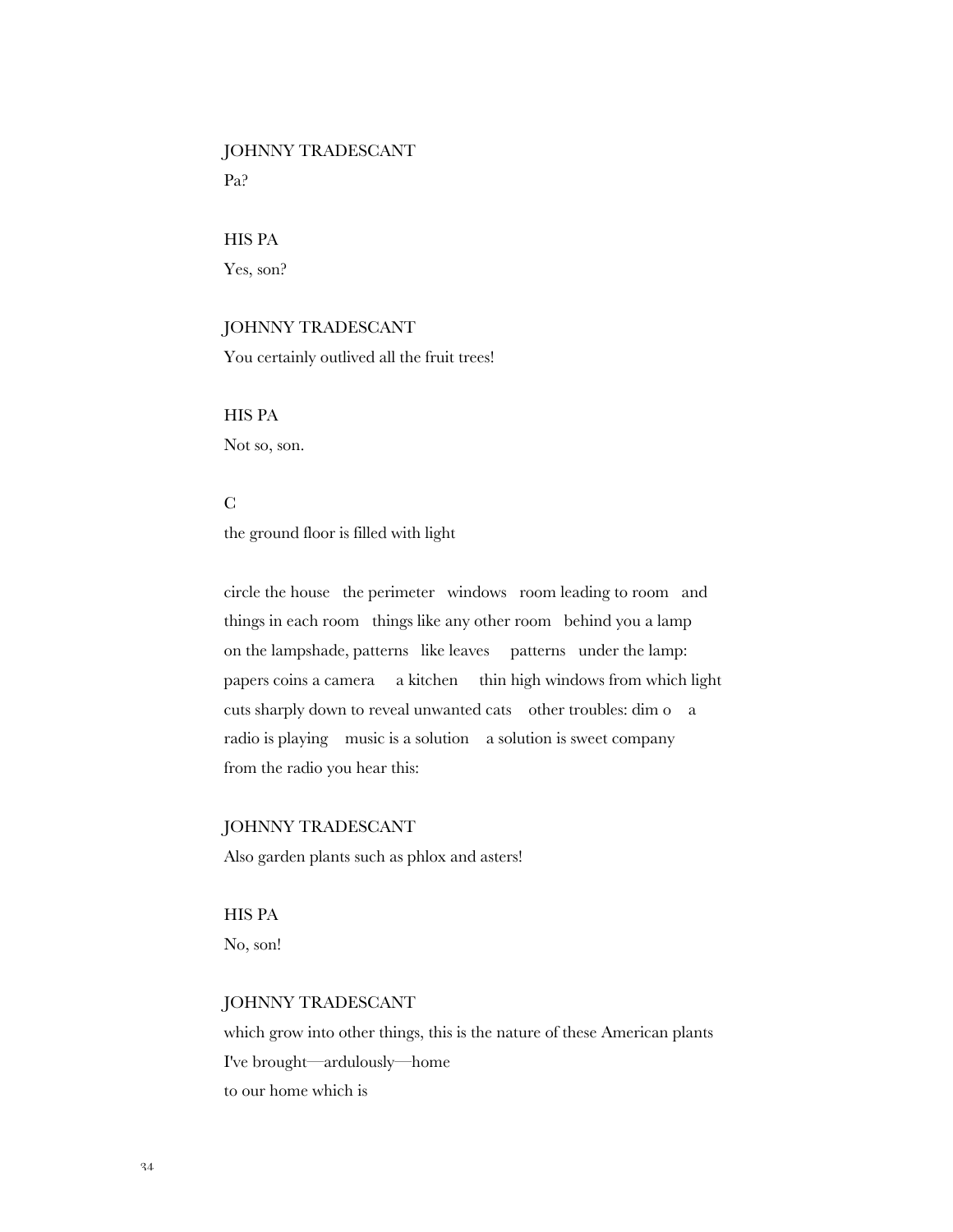JOHNNY TRADESCANT

Pa?

HIS PA

Yes, son?

JOHNNY TRADESCANT

You certainly outlived all the fruit trees!

HIS PA

Not so, son.

C

the ground floor is filled with light

circle the house   the perimeter   windows   room leading to room   and
things in each room   things like any other room   behind you a lamp
on the lampshade, patterns   like leaves     patterns   under the lamp:
papers coins a camera     a kitchen     thin high windows from which light
cuts sharply down to reveal unwanted cats    other troubles: dim o    a
radio is playing    music is a solution    a solution is sweet company
from the radio you hear this:

JOHNNY TRADESCANT

Also garden plants such as phlox and asters!

HIS PA

No, son!

JOHNNY TRADESCANT

which grow into other things, this is the nature of these American plants
I've brought—ardulously—home
to our home which is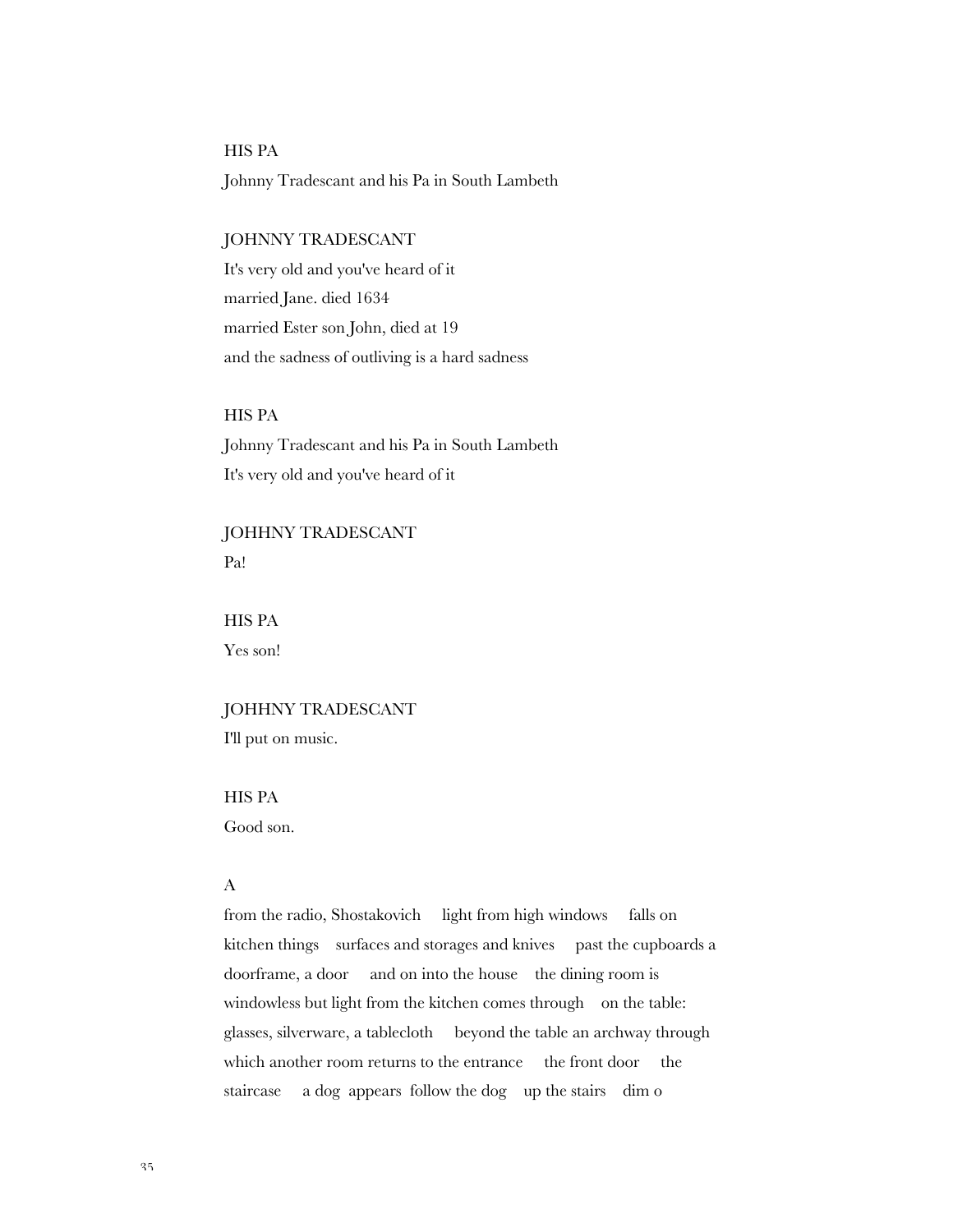HIS PA

Johnny Tradescant and his Pa in South Lambeth

JOHNNY TRADESCANT

It's very old and you've heard of it
married Jane. died 1634
married Ester son John, died at 19
and the sadness of outliving is a hard sadness

HIS PA

Johnny Tradescant and his Pa in South Lambeth
It's very old and you've heard of it

JOHHNY TRADESCANT

Pa!

HIS PA

Yes son!

JOHHNY TRADESCANT

I'll put on music.

HIS PA

Good son.

A

from the radio, Shostakovich     light from high windows     falls on kitchen things     surfaces and storages and knives     past the cupboards a doorframe, a door     and on into the house     the dining room is windowless but light from the kitchen comes through     on the table: glasses, silverware, a tablecloth     beyond the table an archway through which another room returns to the entrance     the front door     the staircase     a dog  appears  follow the dog     up the stairs     dim o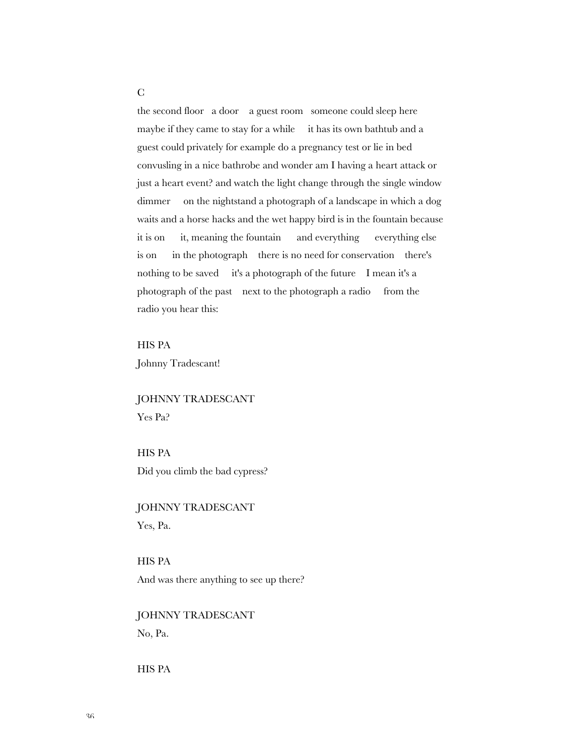C

the second floor   a door    a guest room   someone could sleep here maybe if they came to stay for a while     it has its own bathtub and a guest could privately for example do a pregnancy test or lie in bed convusling in a nice bathrobe and wonder am I having a heart attack or just a heart event? and watch the light change through the single window dimmer     on the nightstand a photograph of a landscape in which a dog waits and a horse hacks and the wet happy bird is in the fountain because it is on      it, meaning the fountain      and everything      everything else is on      in the photograph    there is no need for conservation    there's nothing to be saved     it's a photograph of the future    I mean it's a photograph of the past    next to the photograph a radio     from the radio you hear this:

HIS PA
Johnny Tradescant!

JOHNNY TRADESCANT
Yes Pa?

HIS PA
Did you climb the bad cypress?

JOHNNY TRADESCANT
Yes, Pa.

HIS PA
And was there anything to see up there?

JOHNNY TRADESCANT
No, Pa.

HIS PA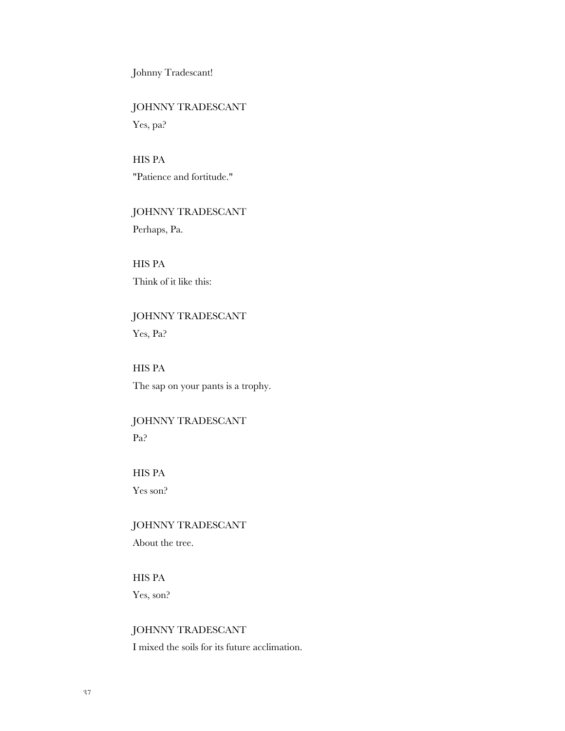Johnny Tradescant!

JOHNNY TRADESCANT

Yes, pa?

HIS PA

"Patience and fortitude."

JOHNNY TRADESCANT

Perhaps, Pa.

HIS PA

Think of it like this:

JOHNNY TRADESCANT

Yes, Pa?

HIS PA

The sap on your pants is a trophy.

JOHNNY TRADESCANT

Pa?

HIS PA

Yes son?

JOHNNY TRADESCANT

About the tree.

HIS PA

Yes, son?

JOHNNY TRADESCANT

I mixed the soils for its future acclimation.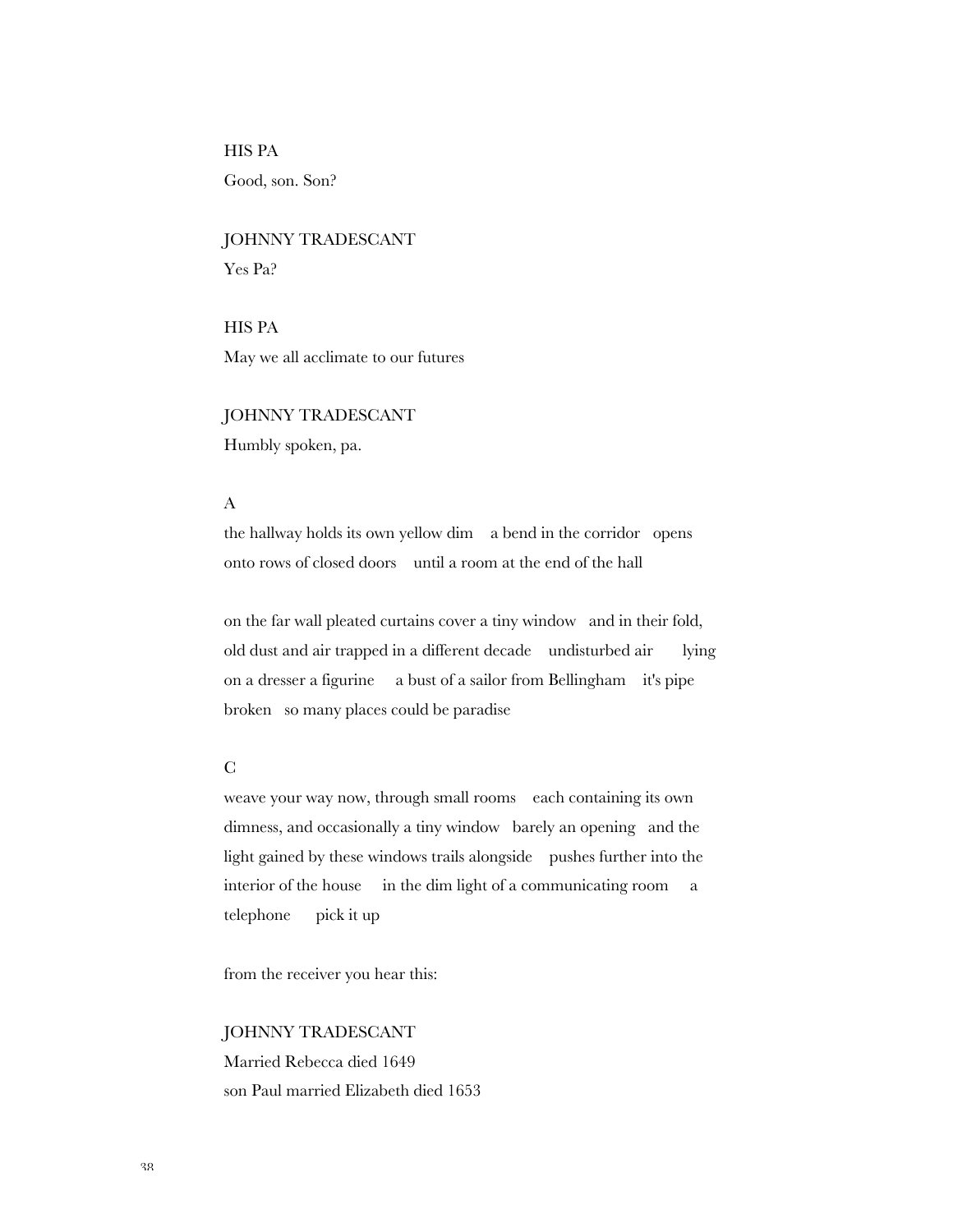HIS PA

Good, son. Son?

JOHNNY TRADESCANT

Yes Pa?

HIS PA

May we all acclimate to our futures

JOHNNY TRADESCANT

Humbly spoken, pa.

A

the hallway holds its own yellow dim    a bend in the corridor   opens onto rows of closed doors    until a room at the end of the hall

on the far wall pleated curtains cover a tiny window   and in their fold, old dust and air trapped in a different decade    undisturbed air      lying on a dresser a figurine     a bust of a sailor from Bellingham    it's pipe broken   so many places could be paradise

C

weave your way now, through small rooms    each containing its own dimness, and occasionally a tiny window   barely an opening   and the light gained by these windows trails alongside    pushes further into the interior of the house     in the dim light of a communicating room     a telephone      pick it up

from the receiver you hear this:

JOHNNY TRADESCANT

Married Rebecca died 1649
son Paul married Elizabeth died 1653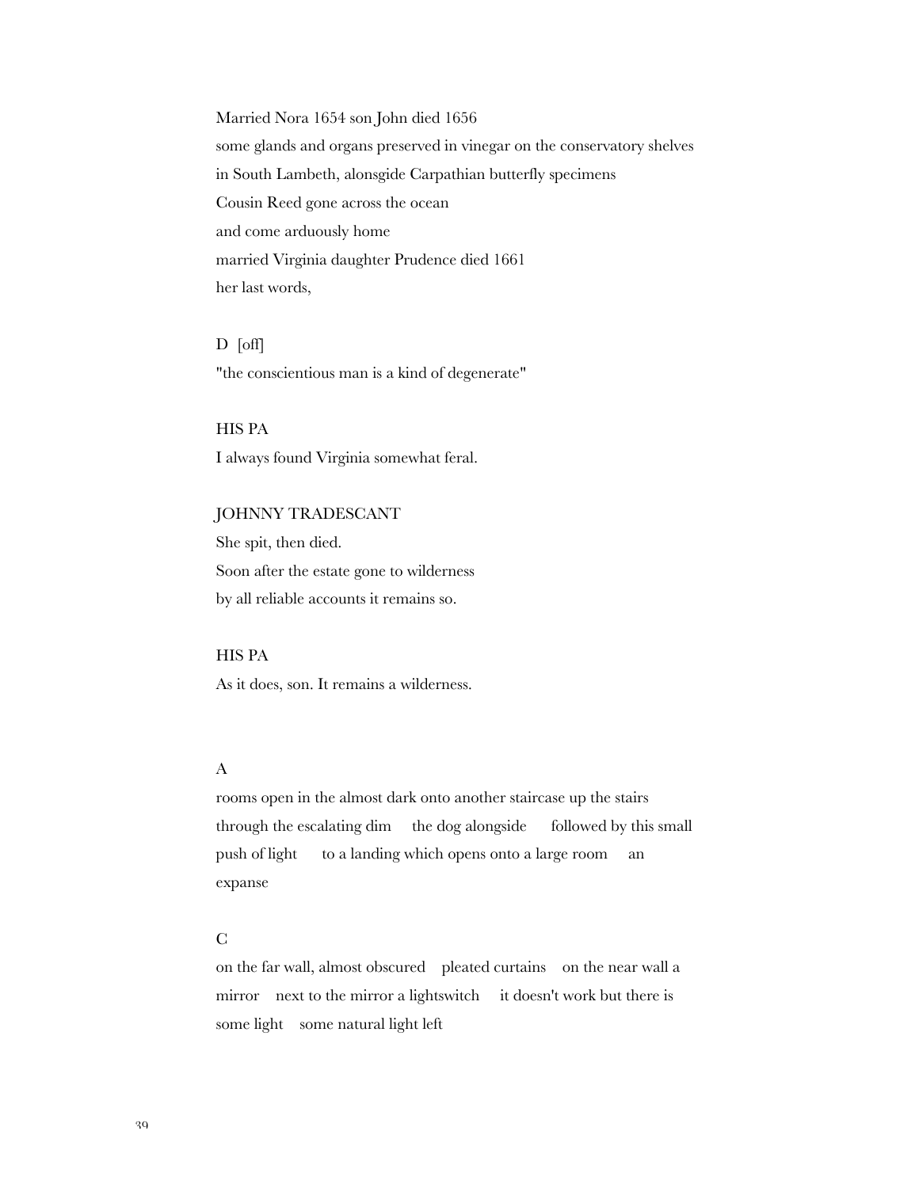Married Nora 1654 son John died 1656
some glands and organs preserved in vinegar on the conservatory shelves
in South Lambeth, alonsgide Carpathian butterfly specimens
Cousin Reed gone across the ocean
and come arduously home
married Virginia daughter Prudence died 1661
her last words,

D [off]
"the conscientious man is a kind of degenerate"

HIS PA
I always found Virginia somewhat feral.

JOHNNY TRADESCANT
She spit, then died.
Soon after the estate gone to wilderness
by all reliable accounts it remains so.

HIS PA
As it does, son. It remains a wilderness.

A
rooms open in the almost dark onto another staircase up the stairs through the escalating dim   the dog alongside   followed by this small push of light   to a landing which opens onto a large room   an expanse

C
on the far wall, almost obscured   pleated curtains   on the near wall a mirror   next to the mirror a lightswitch   it doesn't work but there is some light   some natural light left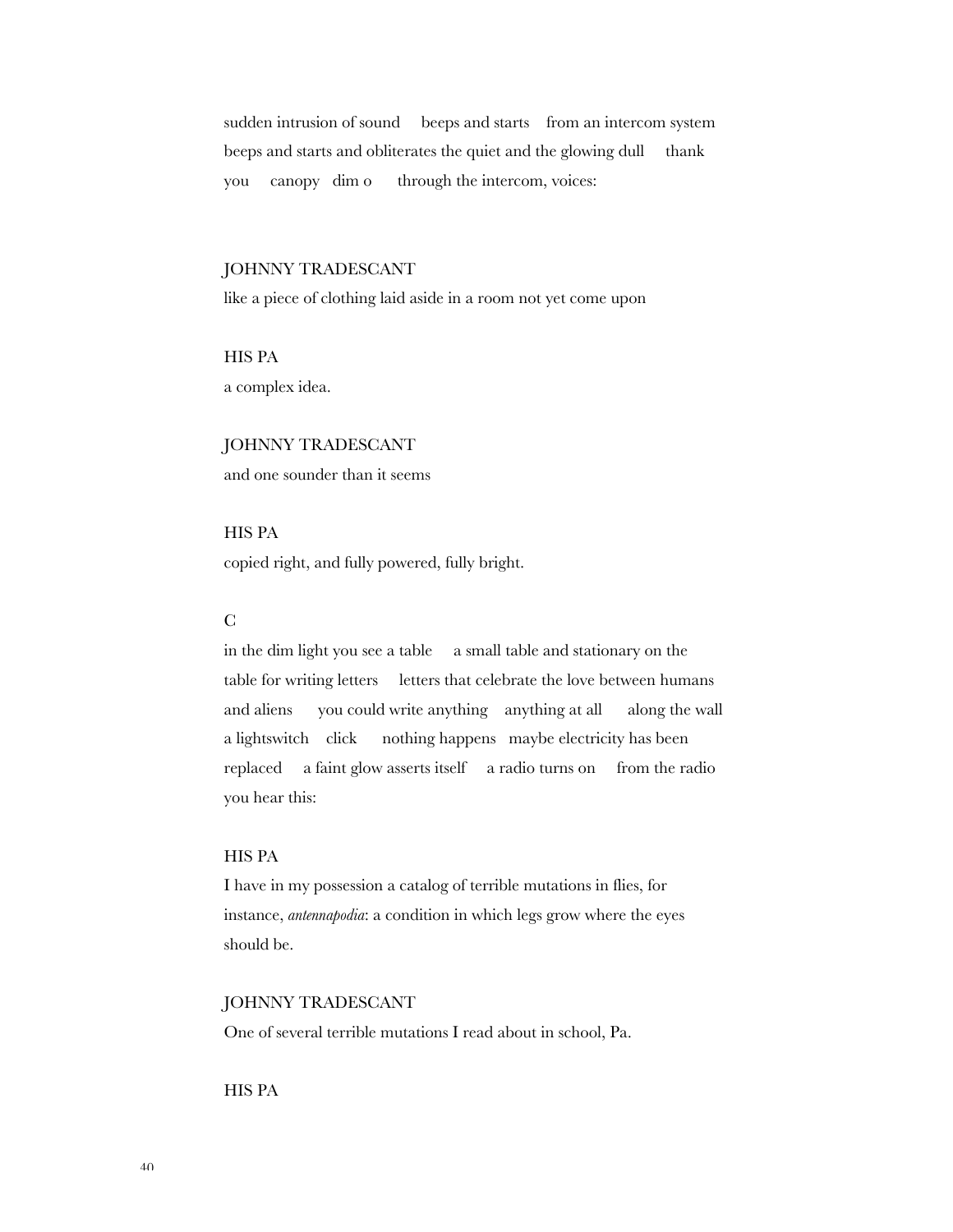sudden intrusion of sound  beeps and starts  from an intercom system beeps and starts and obliterates the quiet and the glowing dull  thank you  canopy  dim o  through the intercom, voices:

JOHNNY TRADESCANT
like a piece of clothing laid aside in a room not yet come upon

HIS PA
a complex idea.

JOHNNY TRADESCANT
and one sounder than it seems

HIS PA
copied right, and fully powered, fully bright.

C
in the dim light you see a table  a small table and stationary on the table for writing letters  letters that celebrate the love between humans and aliens  you could write anything  anything at all  along the wall a lightswitch  click  nothing happens  maybe electricity has been replaced  a faint glow asserts itself  a radio turns on  from the radio you hear this:

HIS PA
I have in my possession a catalog of terrible mutations in flies, for instance, *antennapodia*: a condition in which legs grow where the eyes should be.

JOHNNY TRADESCANT
One of several terrible mutations I read about in school, Pa.

HIS PA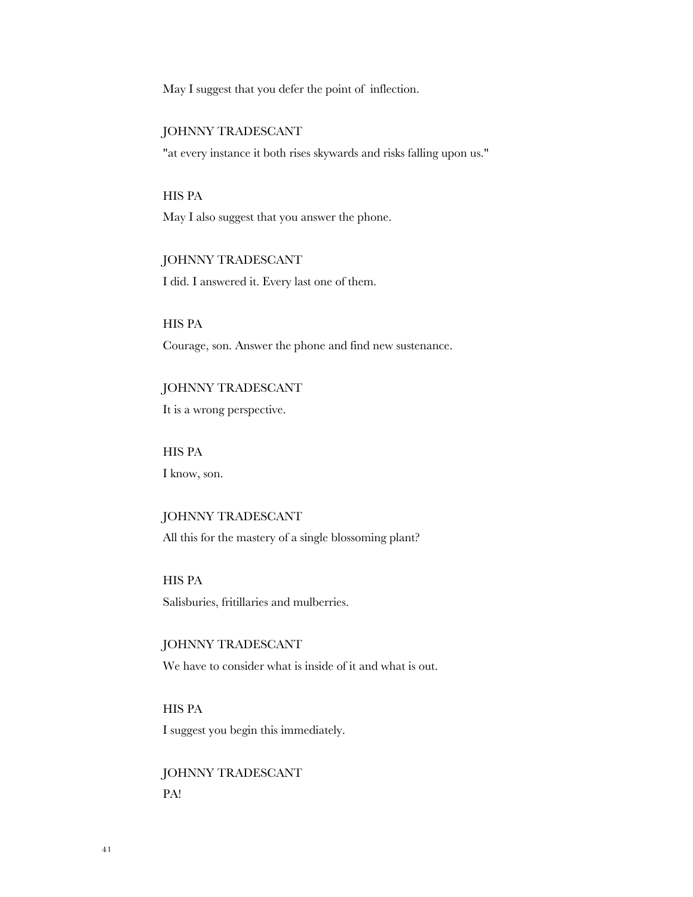May I suggest that you defer the point of inflection.

JOHNNY TRADESCANT

"at every instance it both rises skywards and risks falling upon us."

HIS PA

May I also suggest that you answer the phone.

JOHNNY TRADESCANT

I did. I answered it. Every last one of them.

HIS PA

Courage, son. Answer the phone and find new sustenance.

JOHNNY TRADESCANT

It is a wrong perspective.

HIS PA

I know, son.

JOHNNY TRADESCANT

All this for the mastery of a single blossoming plant?

HIS PA

Salisburies, fritillaries and mulberries.

JOHNNY TRADESCANT

We have to consider what is inside of it and what is out.

HIS PA

I suggest you begin this immediately.

JOHNNY TRADESCANT

PA!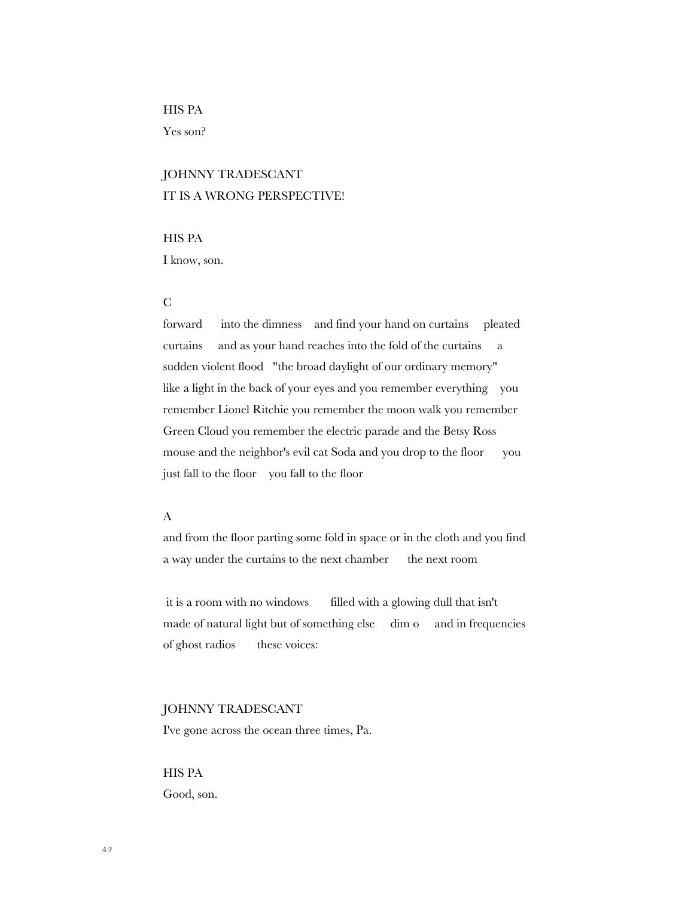HIS PA

Yes son?

JOHNNY TRADESCANT

IT IS A WRONG PERSPECTIVE!

HIS PA

I know, son.

C

forward    into the dimness    and find your hand on curtains    pleated curtains    and as your hand reaches into the fold of the curtains    a sudden violent flood    "the broad daylight of our ordinary memory" like a light in the back of your eyes and you remember everything    you remember Lionel Ritchie you remember the moon walk you remember Green Cloud you remember the electric parade and the Betsy Ross mouse and the neighbor's evil cat Soda and you drop to the floor    you just fall to the floor    you fall to the floor

A

and from the floor parting some fold in space or in the cloth and you find a way under the curtains to the next chamber    the next room

it is a room with no windows    filled with a glowing dull that isn't made of natural light but of something else    dim o    and in frequencies of ghost radios    these voices:

JOHNNY TRADESCANT

I've gone across the ocean three times, Pa.

HIS PA

Good, son.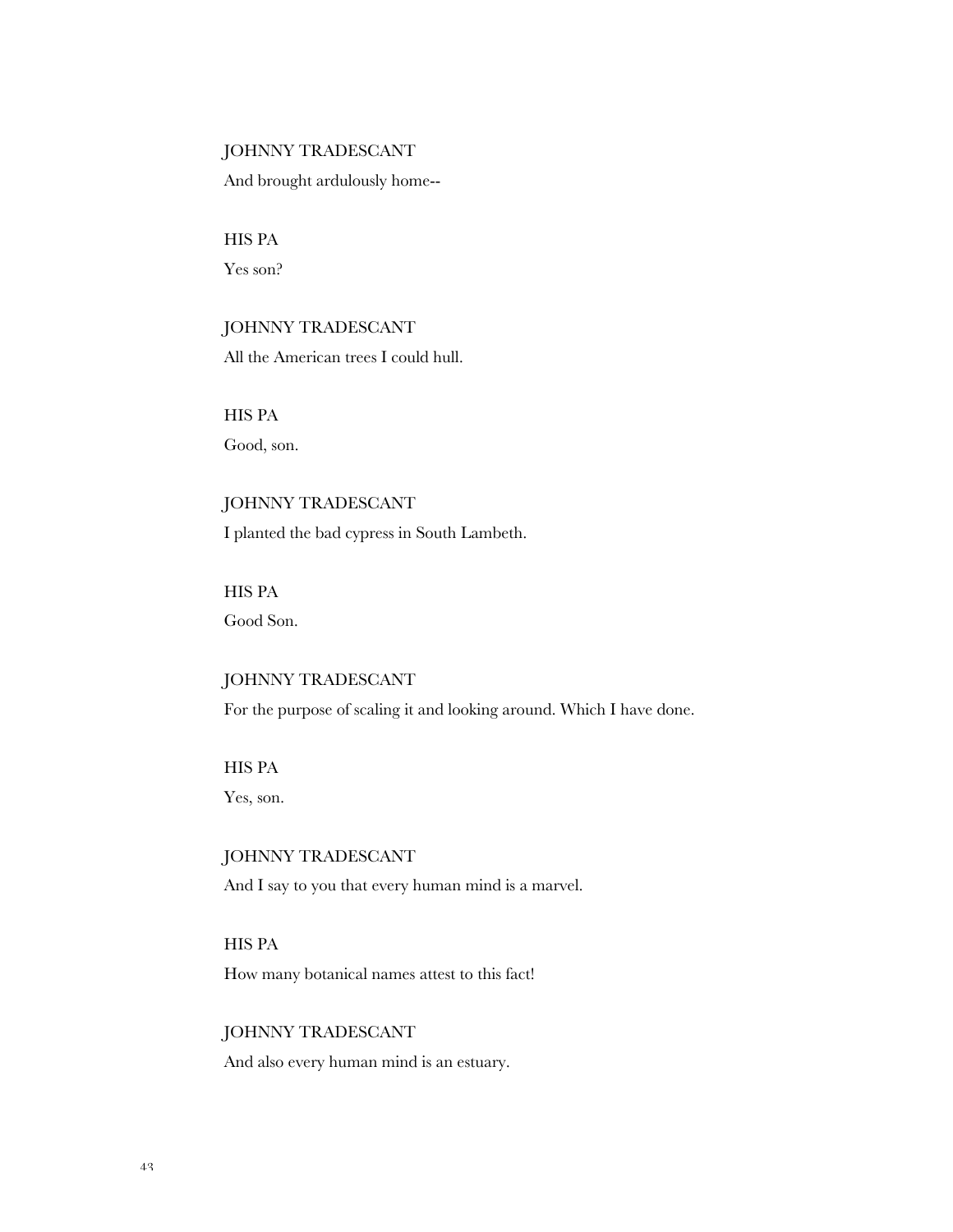JOHNNY TRADESCANT

And brought ardulously home--

HIS PA

Yes son?

JOHNNY TRADESCANT

All the American trees I could hull.

HIS PA

Good, son.

JOHNNY TRADESCANT

I planted the bad cypress in South Lambeth.

HIS PA

Good Son.

JOHNNY TRADESCANT

For the purpose of scaling it and looking around. Which I have done.

HIS PA

Yes, son.

JOHNNY TRADESCANT

And I say to you that every human mind is a marvel.

HIS PA

How many botanical names attest to this fact!

JOHNNY TRADESCANT

And also every human mind is an estuary.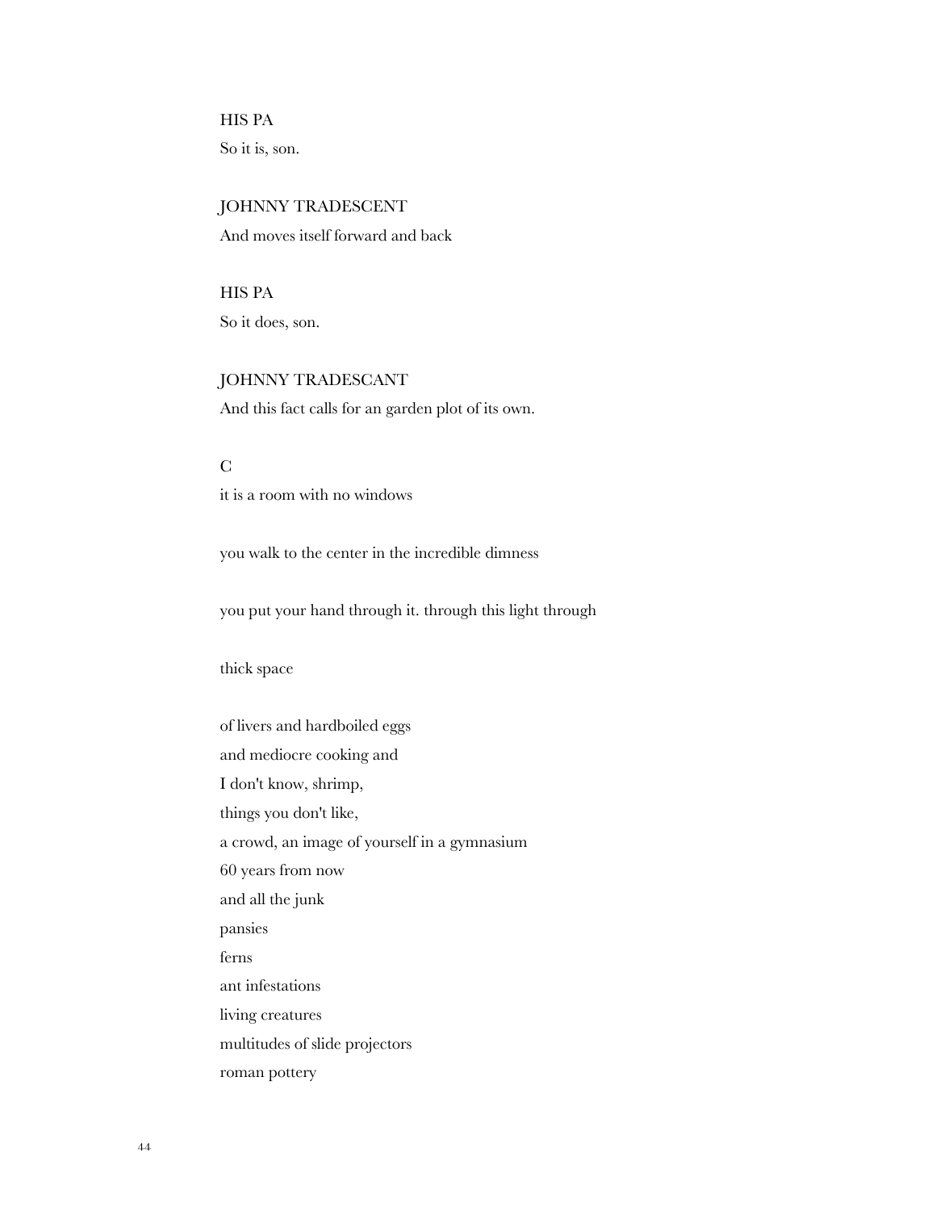HIS PA

So it is, son.

JOHNNY TRADESCENT

And moves itself forward and back

HIS PA

So it does, son.

JOHNNY TRADESCANT

And this fact calls for an garden plot of its own.

C

it is a room with no windows

you walk to the center in the incredible dimness

you put your hand through it. through this light through

thick space

of livers and hardboiled eggs  
and mediocre cooking and  
I don't know, shrimp,  
things you don't like,  
a crowd, an image of yourself in a gymnasium  
60 years from now  
and all the junk  
pansies  
ferns  
ant infestations  
living creatures  
multitudes of slide projectors  
roman pottery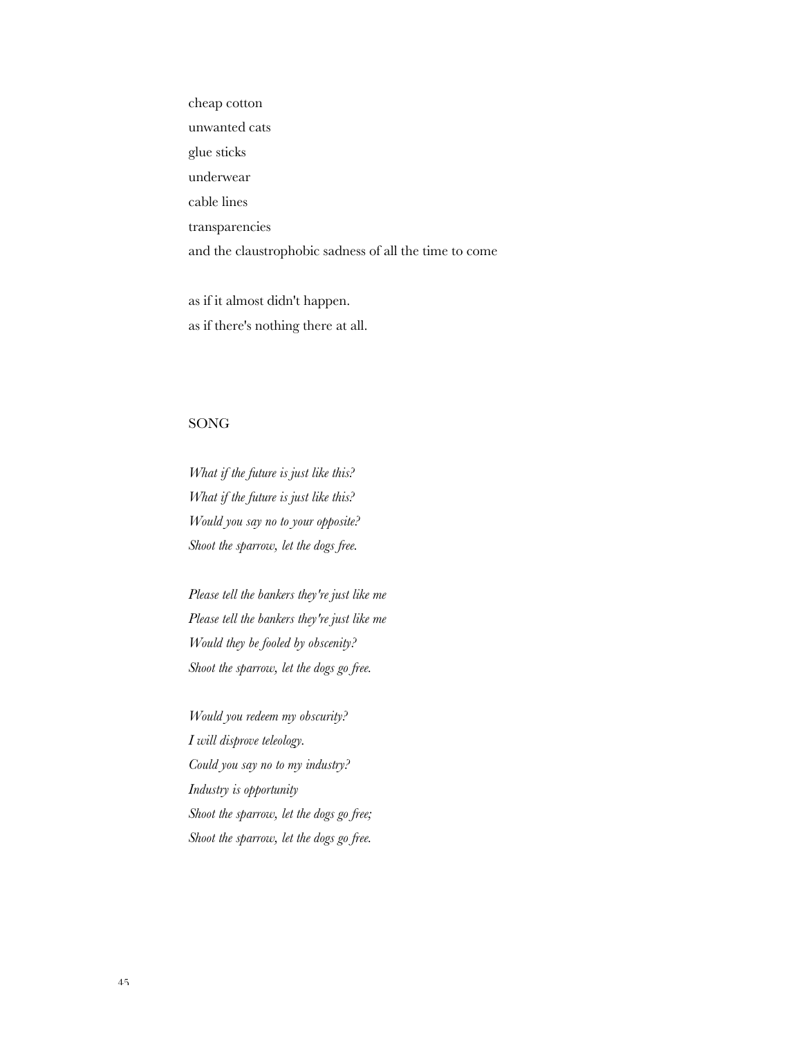cheap cotton
unwanted cats
glue sticks
underwear
cable lines
transparencies
and the claustrophobic sadness of all the time to come

as if it almost didn't happen.
as if there's nothing there at all.

## SONG

*What if the future is just like this?*
*What if the future is just like this?*
*Would you say no to your opposite?*
*Shoot the sparrow, let the dogs free.*

*Please tell the bankers they're just like me*
*Please tell the bankers they're just like me*
*Would they be fooled by obscenity?*
*Shoot the sparrow, let the dogs go free.*

*Would you redeem my obscurity?*
*I will disprove teleology.*
*Could you say no to my industry?*
*Industry is opportunity*
*Shoot the sparrow, let the dogs go free;*
*Shoot the sparrow, let the dogs go free.*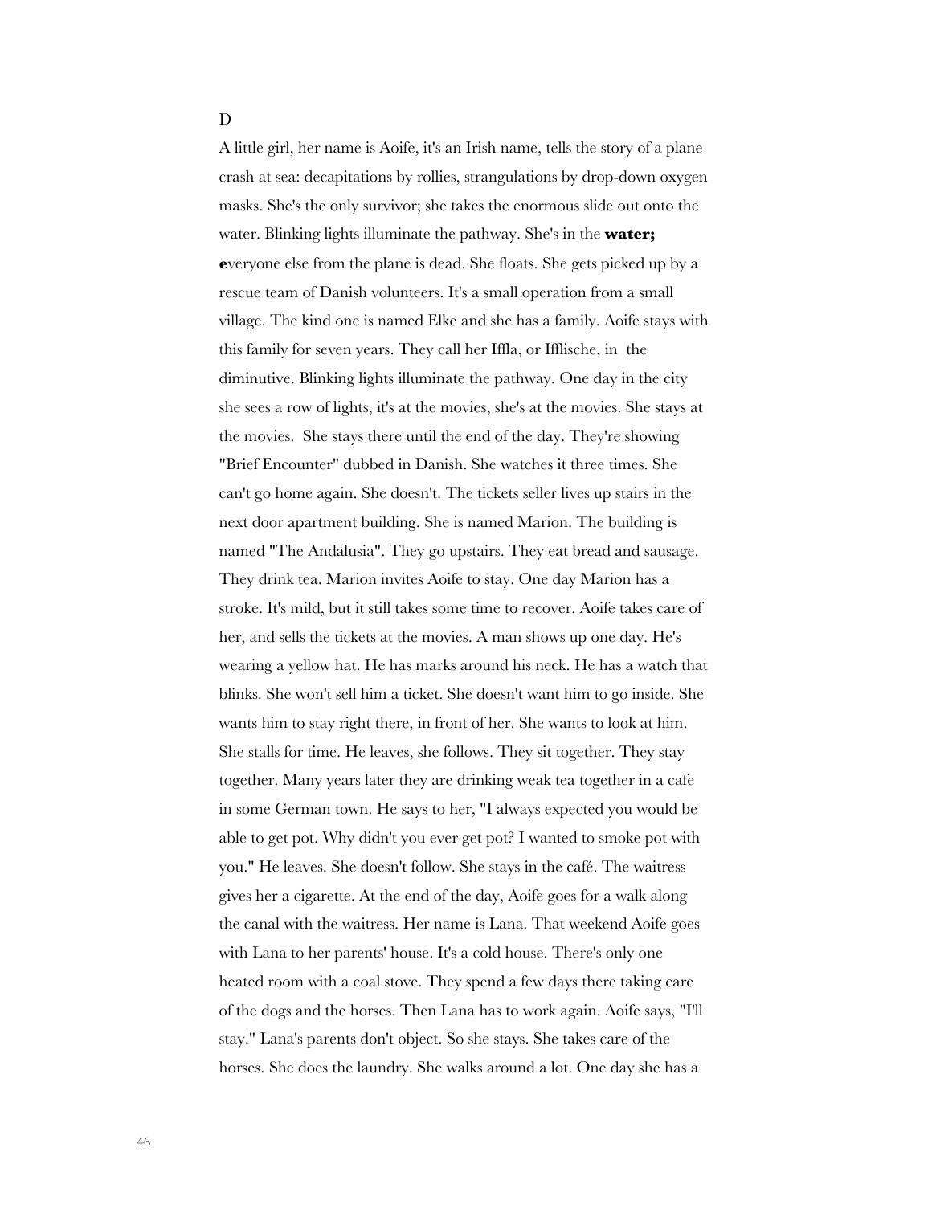D

A little girl, her name is Aoife, it's an Irish name, tells the story of a plane crash at sea: decapitations by rollies, strangulations by drop-down oxygen masks. She's the only survivor; she takes the enormous slide out onto the water. Blinking lights illuminate the pathway. She's in the **water; e**veryone else from the plane is dead. She floats. She gets picked up by a rescue team of Danish volunteers. It's a small operation from a small village. The kind one is named Elke and she has a family. Aoife stays with this family for seven years. They call her Iffla, or Ifflische, in the diminutive. Blinking lights illuminate the pathway. One day in the city she sees a row of lights, it's at the movies, she's at the movies. She stays at the movies. She stays there until the end of the day. They're showing "Brief Encounter" dubbed in Danish. She watches it three times. She can't go home again. She doesn't. The tickets seller lives up stairs in the next door apartment building. She is named Marion. The building is named "The Andalusia". They go upstairs. They eat bread and sausage. They drink tea. Marion invites Aoife to stay. One day Marion has a stroke. It's mild, but it still takes some time to recover. Aoife takes care of her, and sells the tickets at the movies. A man shows up one day. He's wearing a yellow hat. He has marks around his neck. He has a watch that blinks. She won't sell him a ticket. She doesn't want him to go inside. She wants him to stay right there, in front of her. She wants to look at him. She stalls for time. He leaves, she follows. They sit together. They stay together. Many years later they are drinking weak tea together in a cafe in some German town. He says to her, "I always expected you would be able to get pot. Why didn't you ever get pot? I wanted to smoke pot with you." He leaves. She doesn't follow. She stays in the café. The waitress gives her a cigarette. At the end of the day, Aoife goes for a walk along the canal with the waitress. Her name is Lana. That weekend Aoife goes with Lana to her parents' house. It's a cold house. There's only one heated room with a coal stove. They spend a few days there taking care of the dogs and the horses. Then Lana has to work again. Aoife says, "I'll stay." Lana's parents don't object. So she stays. She takes care of the horses. She does the laundry. She walks around a lot. One day she has a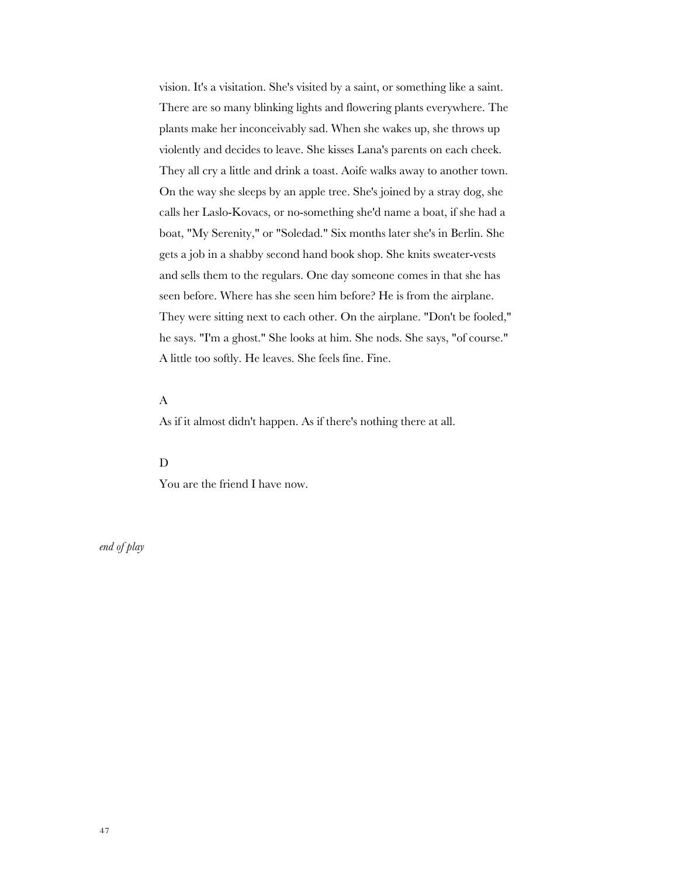vision. It's a visitation. She's visited by a saint, or something like a saint. There are so many blinking lights and flowering plants everywhere. The plants make her inconceivably sad. When she wakes up, she throws up violently and decides to leave. She kisses Lana's parents on each cheek. They all cry a little and drink a toast. Aoife walks away to another town. On the way she sleeps by an apple tree. She's joined by a stray dog, she calls her Laslo-Kovacs, or no-something she'd name a boat, if she had a boat, "My Serenity," or "Soledad." Six months later she's in Berlin. She gets a job in a shabby second hand book shop. She knits sweater-vests and sells them to the regulars. One day someone comes in that she has seen before. Where has she seen him before? He is from the airplane. They were sitting next to each other. On the airplane. "Don't be fooled," he says. "I'm a ghost." She looks at him. She nods. She says, "of course." A little too softly. He leaves. She feels fine. Fine.

A

As if it almost didn't happen. As if there's nothing there at all.

D

You are the friend I have now.

*end of play*